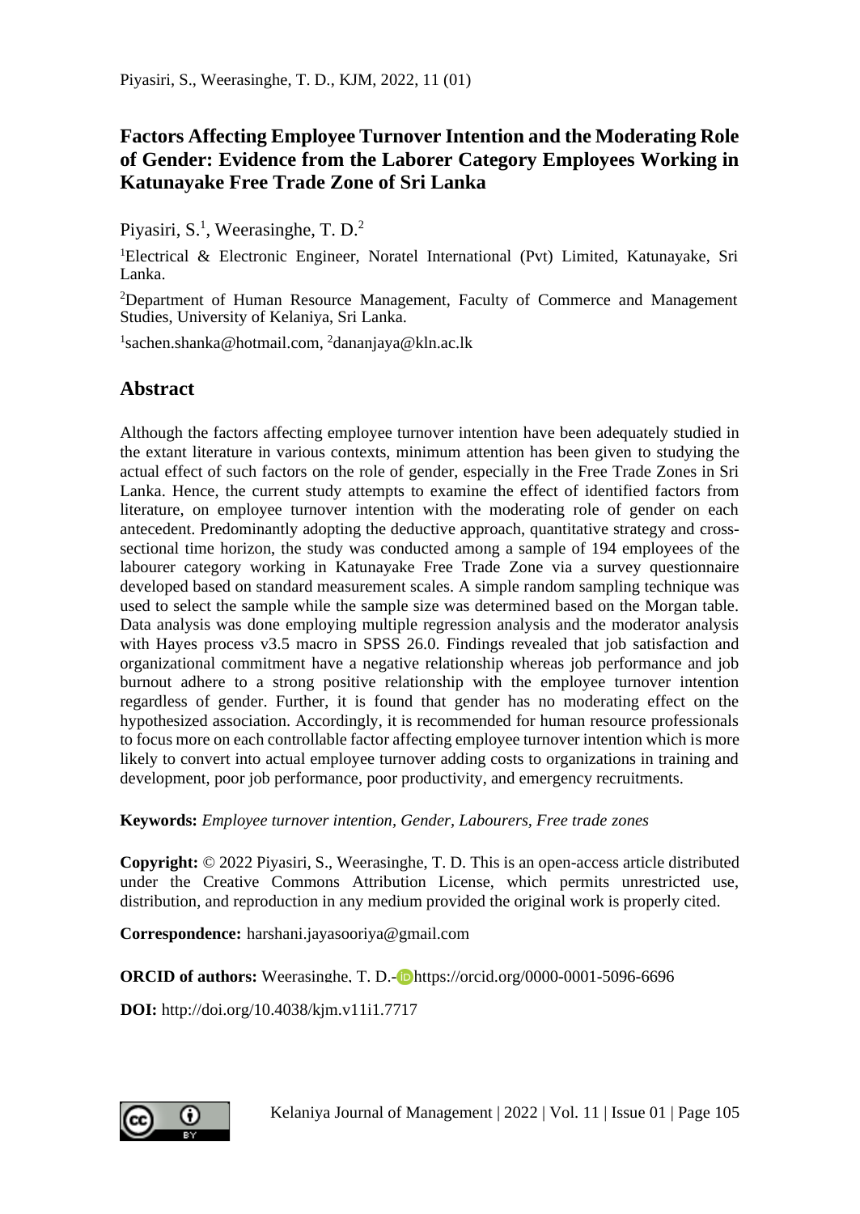# Factors Affecting Employee Turnover Intention and the Moderating Role of Gender: Evidence from the Laborer Category Employees Working in Katunayake Free Trade Zone of Sri Lanka

Piyasiri, S.[1], Weerasinghe, T. D.[2]

[1]Electrical & Electronic Engineer, Noratel International (Pvt) Limited, Katunayake, Sri Lanka.

[2]Department of Human Resource Management, Faculty of Commerce and Management Studies, University of Kelaniya, Sri Lanka.

[1]sachen.shanka@hotmail.com, [2]dananjaya@kln.ac.lk

## Abstract

Although the factors affecting employee turnover intention have been adequately studied in the extant literature in various contexts, minimum attention has been given to studying the actual effect of such factors on the role of gender, especially in the Free Trade Zones in Sri Lanka. Hence, the current study attempts to examine the effect of identified factors from literature, on employee turnover intention with the moderating role of gender on each antecedent. Predominantly adopting the deductive approach, quantitative strategy and cross-sectional time horizon, the study was conducted among a sample of 194 employees of the labourer category working in Katunayake Free Trade Zone via a survey questionnaire developed based on standard measurement scales. A simple random sampling technique was used to select the sample while the sample size was determined based on the Morgan table. Data analysis was done employing multiple regression analysis and the moderator analysis with Hayes process v3.5 macro in SPSS 26.0. Findings revealed that job satisfaction and organizational commitment have a negative relationship whereas job performance and job burnout adhere to a strong positive relationship with the employee turnover intention regardless of gender. Further, it is found that gender has no moderating effect on the hypothesized association. Accordingly, it is recommended for human resource professionals to focus more on each controllable factor affecting employee turnover intention which is more likely to convert into actual employee turnover adding costs to organizations in training and development, poor job performance, poor productivity, and emergency recruitments.

**Keywords:** *Employee turnover intention, Gender, Labourers, Free trade zones*

**Copyright:** © 2022 Piyasiri, S., Weerasinghe, T. D. This is an open-access article distributed under the Creative Commons Attribution License, which permits unrestricted use, distribution, and reproduction in any medium provided the original work is properly cited.

**Correspondence:** harshani.jayasooriya@gmail.com

**ORCID of authors:** Weerasinghe, T. D.- https://orcid.org/0000-0001-5096-6696

**DOI:** http://doi.org/10.4038/kjm.v11i1.7717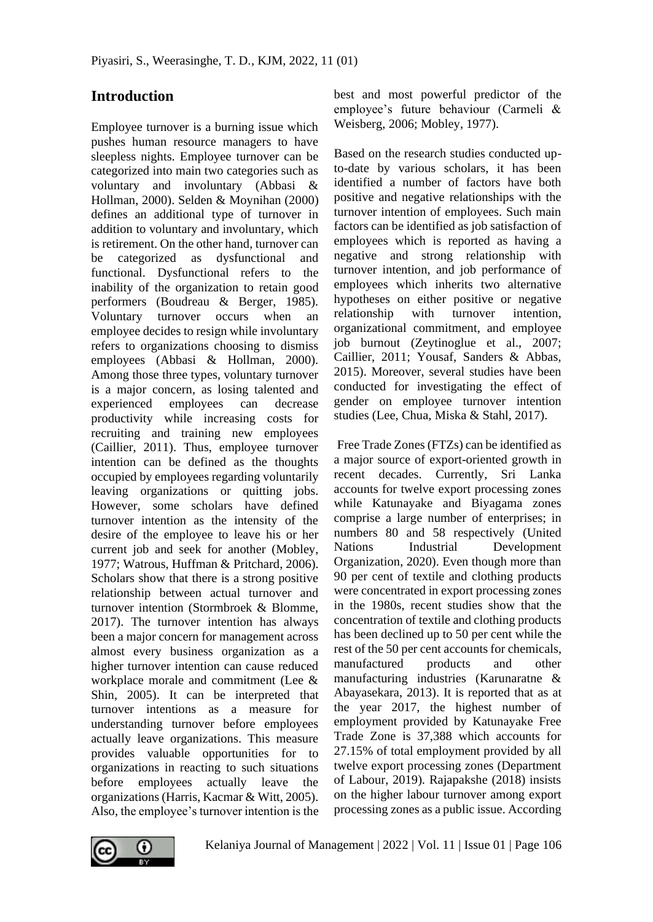## Introduction

Employee turnover is a burning issue which pushes human resource managers to have sleepless nights. Employee turnover can be categorized into main two categories such as voluntary and involuntary (Abbasi & Hollman, 2000). Selden & Moynihan (2000) defines an additional type of turnover in addition to voluntary and involuntary, which is retirement. On the other hand, turnover can be categorized as dysfunctional and functional. Dysfunctional refers to the inability of the organization to retain good performers (Boudreau & Berger, 1985). Voluntary turnover occurs when an employee decides to resign while involuntary refers to organizations choosing to dismiss employees (Abbasi & Hollman, 2000). Among those three types, voluntary turnover is a major concern, as losing talented and experienced employees can decrease productivity while increasing costs for recruiting and training new employees (Caillier, 2011). Thus, employee turnover intention can be defined as the thoughts occupied by employees regarding voluntarily leaving organizations or quitting jobs. However, some scholars have defined turnover intention as the intensity of the desire of the employee to leave his or her current job and seek for another (Mobley, 1977; Watrous, Huffman & Pritchard, 2006). Scholars show that there is a strong positive relationship between actual turnover and turnover intention (Stormbroek & Blomme, 2017). The turnover intention has always been a major concern for management across almost every business organization as a higher turnover intention can cause reduced workplace morale and commitment (Lee & Shin, 2005). It can be interpreted that turnover intentions as a measure for understanding turnover before employees actually leave organizations. This measure provides valuable opportunities for to organizations in reacting to such situations before employees actually leave the organizations (Harris, Kacmar & Witt, 2005). Also, the employee's turnover intention is the best and most powerful predictor of the employee's future behaviour (Carmeli & Weisberg, 2006; Mobley, 1977).

Based on the research studies conducted up-to-date by various scholars, it has been identified a number of factors have both positive and negative relationships with the turnover intention of employees. Such main factors can be identified as job satisfaction of employees which is reported as having a negative and strong relationship with turnover intention, and job performance of employees which inherits two alternative hypotheses on either positive or negative relationship with turnover intention, organizational commitment, and employee job burnout (Zeytinoglue et al., 2007; Caillier, 2011; Yousaf, Sanders & Abbas, 2015). Moreover, several studies have been conducted for investigating the effect of gender on employee turnover intention studies (Lee, Chua, Miska & Stahl, 2017).

Free Trade Zones (FTZs) can be identified as a major source of export-oriented growth in recent decades. Currently, Sri Lanka accounts for twelve export processing zones while Katunayake and Biyagama zones comprise a large number of enterprises; in numbers 80 and 58 respectively (United Nations Industrial Development Organization, 2020). Even though more than 90 per cent of textile and clothing products were concentrated in export processing zones in the 1980s, recent studies show that the concentration of textile and clothing products has been declined up to 50 per cent while the rest of the 50 per cent accounts for chemicals, manufactured products and other manufacturing industries (Karunaratne & Abayasekara, 2013). It is reported that as at the year 2017, the highest number of employment provided by Katunayake Free Trade Zone is 37,388 which accounts for 27.15% of total employment provided by all twelve export processing zones (Department of Labour, 2019). Rajapakshe (2018) insists on the higher labour turnover among export processing zones as a public issue. According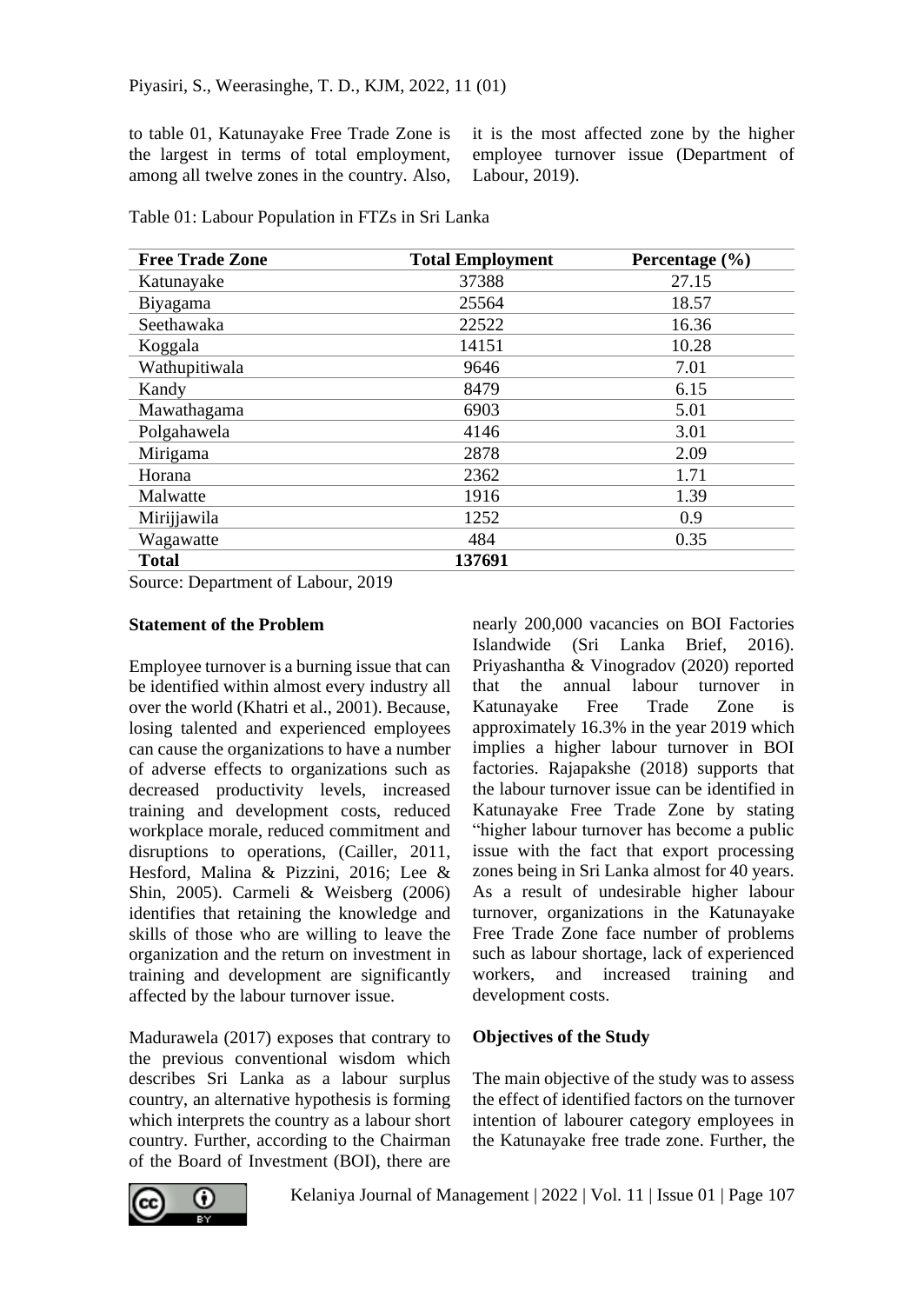to table 01, Katunayake Free Trade Zone is the largest in terms of total employment, among all twelve zones in the country. Also, it is the most affected zone by the higher employee turnover issue (Department of Labour, 2019).

Table 01: Labour Population in FTZs in Sri Lanka

| Free Trade Zone | Total Employment | Percentage (%) |
|---|---|---|
| Katunayake | 37388 | 27.15 |
| Biyagama | 25564 | 18.57 |
| Seethawaka | 22522 | 16.36 |
| Koggala | 14151 | 10.28 |
| Wathupitiwala | 9646 | 7.01 |
| Kandy | 8479 | 6.15 |
| Mawathagama | 6903 | 5.01 |
| Polgahawela | 4146 | 3.01 |
| Mirigama | 2878 | 2.09 |
| Horana | 2362 | 1.71 |
| Malwatte | 1916 | 1.39 |
| Mirijjawila | 1252 | 0.9 |
| Wagawatte | 484 | 0.35 |
| **Total** | **137691** | |

Source: Department of Labour, 2019

**Statement of the Problem**

Employee turnover is a burning issue that can be identified within almost every industry all over the world (Khatri et al., 2001). Because, losing talented and experienced employees can cause the organizations to have a number of adverse effects to organizations such as decreased productivity levels, increased training and development costs, reduced workplace morale, reduced commitment and disruptions to operations, (Cailler, 2011, Hesford, Malina & Pizzini, 2016; Lee & Shin, 2005). Carmeli & Weisberg (2006) identifies that retaining the knowledge and skills of those who are willing to leave the organization and the return on investment in training and development are significantly affected by the labour turnover issue.

Madurawela (2017) exposes that contrary to the previous conventional wisdom which describes Sri Lanka as a labour surplus country, an alternative hypothesis is forming which interprets the country as a labour short country. Further, according to the Chairman of the Board of Investment (BOI), there are nearly 200,000 vacancies on BOI Factories Islandwide (Sri Lanka Brief, 2016). Priyashantha & Vinogradov (2020) reported that the annual labour turnover in Katunayake Free Trade Zone is approximately 16.3% in the year 2019 which implies a higher labour turnover in BOI factories. Rajapakshe (2018) supports that the labour turnover issue can be identified in Katunayake Free Trade Zone by stating "higher labour turnover has become a public issue with the fact that export processing zones being in Sri Lanka almost for 40 years. As a result of undesirable higher labour turnover, organizations in the Katunayake Free Trade Zone face number of problems such as labour shortage, lack of experienced workers, and increased training and development costs.

**Objectives of the Study**

The main objective of the study was to assess the effect of identified factors on the turnover intention of labourer category employees in the Katunayake free trade zone. Further, the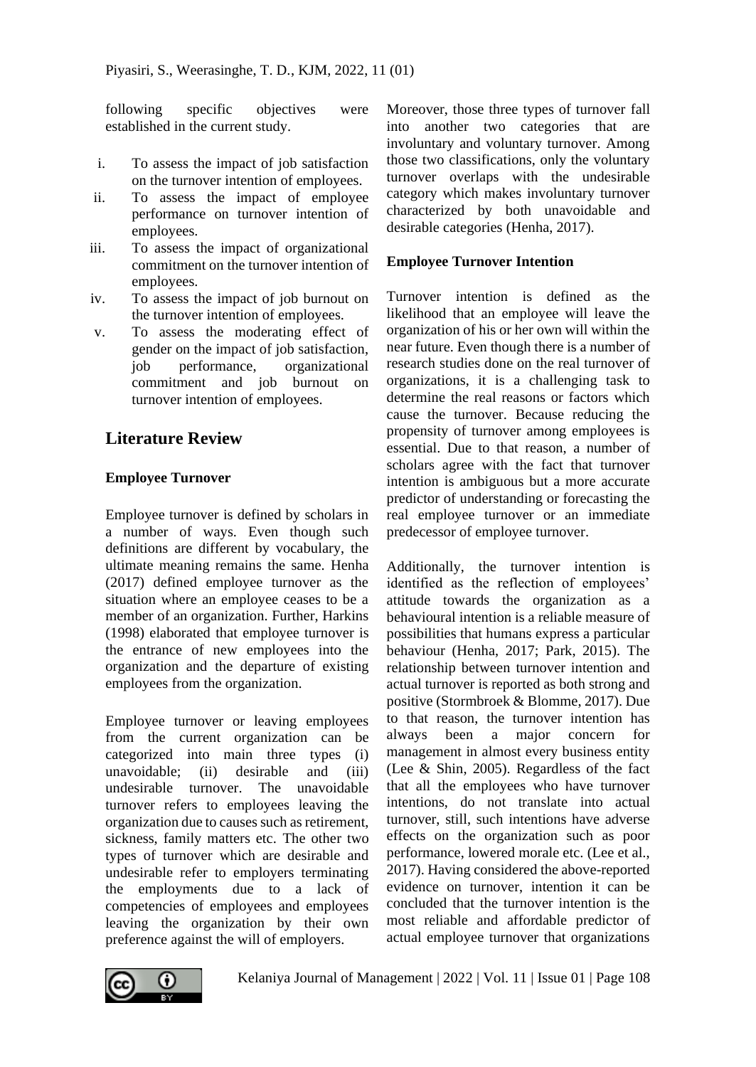following specific objectives were established in the current study.

i. To assess the impact of job satisfaction on the turnover intention of employees.
ii. To assess the impact of employee performance on turnover intention of employees.
iii. To assess the impact of organizational commitment on the turnover intention of employees.
iv. To assess the impact of job burnout on the turnover intention of employees.
v. To assess the moderating effect of gender on the impact of job satisfaction, job performance, organizational commitment and job burnout on turnover intention of employees.

## Literature Review

### Employee Turnover

Employee turnover is defined by scholars in a number of ways. Even though such definitions are different by vocabulary, the ultimate meaning remains the same. Henha (2017) defined employee turnover as the situation where an employee ceases to be a member of an organization. Further, Harkins (1998) elaborated that employee turnover is the entrance of new employees into the organization and the departure of existing employees from the organization.

Employee turnover or leaving employees from the current organization can be categorized into main three types (i) unavoidable; (ii) desirable and (iii) undesirable turnover. The unavoidable turnover refers to employees leaving the organization due to causes such as retirement, sickness, family matters etc. The other two types of turnover which are desirable and undesirable refer to employers terminating the employments due to a lack of competencies of employees and employees leaving the organization by their own preference against the will of employers. Moreover, those three types of turnover fall into another two categories that are involuntary and voluntary turnover. Among those two classifications, only the voluntary turnover overlaps with the undesirable category which makes involuntary turnover characterized by both unavoidable and desirable categories (Henha, 2017).

### Employee Turnover Intention

Turnover intention is defined as the likelihood that an employee will leave the organization of his or her own will within the near future. Even though there is a number of research studies done on the real turnover of organizations, it is a challenging task to determine the real reasons or factors which cause the turnover. Because reducing the propensity of turnover among employees is essential. Due to that reason, a number of scholars agree with the fact that turnover intention is ambiguous but a more accurate predictor of understanding or forecasting the real employee turnover or an immediate predecessor of employee turnover.

Additionally, the turnover intention is identified as the reflection of employees' attitude towards the organization as a behavioural intention is a reliable measure of possibilities that humans express a particular behaviour (Henha, 2017; Park, 2015). The relationship between turnover intention and actual turnover is reported as both strong and positive (Stormbroek & Blomme, 2017). Due to that reason, the turnover intention has always been a major concern for management in almost every business entity (Lee & Shin, 2005). Regardless of the fact that all the employees who have turnover intentions, do not translate into actual turnover, still, such intentions have adverse effects on the organization such as poor performance, lowered morale etc. (Lee et al., 2017). Having considered the above-reported evidence on turnover, intention it can be concluded that the turnover intention is the most reliable and affordable predictor of actual employee turnover that organizations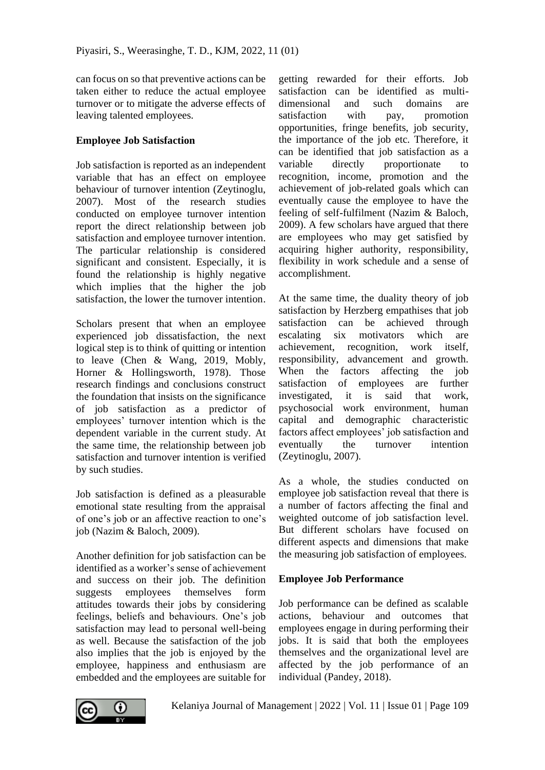can focus on so that preventive actions can be taken either to reduce the actual employee turnover or to mitigate the adverse effects of leaving talented employees.

**Employee Job Satisfaction**

Job satisfaction is reported as an independent variable that has an effect on employee behaviour of turnover intention (Zeytinoglu, 2007). Most of the research studies conducted on employee turnover intention report the direct relationship between job satisfaction and employee turnover intention. The particular relationship is considered significant and consistent. Especially, it is found the relationship is highly negative which implies that the higher the job satisfaction, the lower the turnover intention.

Scholars present that when an employee experienced job dissatisfaction, the next logical step is to think of quitting or intention to leave (Chen & Wang, 2019, Mobly, Horner & Hollingsworth, 1978). Those research findings and conclusions construct the foundation that insists on the significance of job satisfaction as a predictor of employees' turnover intention which is the dependent variable in the current study. At the same time, the relationship between job satisfaction and turnover intention is verified by such studies.

Job satisfaction is defined as a pleasurable emotional state resulting from the appraisal of one's job or an affective reaction to one's job (Nazim & Baloch, 2009).

Another definition for job satisfaction can be identified as a worker's sense of achievement and success on their job. The definition suggests employees themselves form attitudes towards their jobs by considering feelings, beliefs and behaviours. One's job satisfaction may lead to personal well-being as well. Because the satisfaction of the job also implies that the job is enjoyed by the employee, happiness and enthusiasm are embedded and the employees are suitable for getting rewarded for their efforts. Job satisfaction can be identified as multi-dimensional and such domains are satisfaction with pay, promotion opportunities, fringe benefits, job security, the importance of the job etc. Therefore, it can be identified that job satisfaction as a variable directly proportionate to recognition, income, promotion and the achievement of job-related goals which can eventually cause the employee to have the feeling of self-fulfilment (Nazim & Baloch, 2009). A few scholars have argued that there are employees who may get satisfied by acquiring higher authority, responsibility, flexibility in work schedule and a sense of accomplishment.

At the same time, the duality theory of job satisfaction by Herzberg empathises that job satisfaction can be achieved through escalating six motivators which are achievement, recognition, work itself, responsibility, advancement and growth. When the factors affecting the job satisfaction of employees are further investigated, it is said that work, psychosocial work environment, human capital and demographic characteristic factors affect employees' job satisfaction and eventually the turnover intention (Zeytinoglu, 2007).

As a whole, the studies conducted on employee job satisfaction reveal that there is a number of factors affecting the final and weighted outcome of job satisfaction level. But different scholars have focused on different aspects and dimensions that make the measuring job satisfaction of employees.

**Employee Job Performance**

Job performance can be defined as scalable actions, behaviour and outcomes that employees engage in during performing their jobs. It is said that both the employees themselves and the organizational level are affected by the job performance of an individual (Pandey, 2018).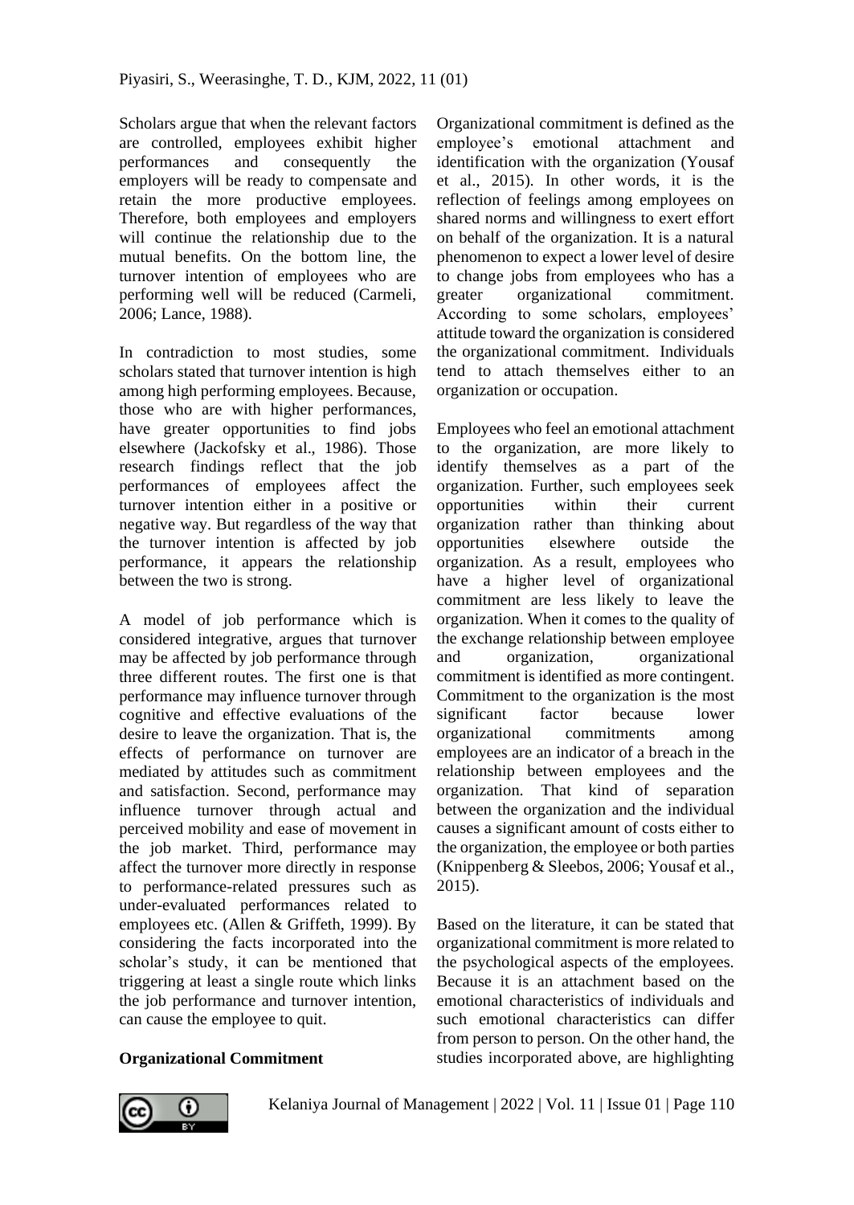Scholars argue that when the relevant factors are controlled, employees exhibit higher performances and consequently the employers will be ready to compensate and retain the more productive employees. Therefore, both employees and employers will continue the relationship due to the mutual benefits. On the bottom line, the turnover intention of employees who are performing well will be reduced (Carmeli, 2006; Lance, 1988).

In contradiction to most studies, some scholars stated that turnover intention is high among high performing employees. Because, those who are with higher performances, have greater opportunities to find jobs elsewhere (Jackofsky et al., 1986). Those research findings reflect that the job performances of employees affect the turnover intention either in a positive or negative way. But regardless of the way that the turnover intention is affected by job performance, it appears the relationship between the two is strong.

A model of job performance which is considered integrative, argues that turnover may be affected by job performance through three different routes. The first one is that performance may influence turnover through cognitive and effective evaluations of the desire to leave the organization. That is, the effects of performance on turnover are mediated by attitudes such as commitment and satisfaction. Second, performance may influence turnover through actual and perceived mobility and ease of movement in the job market. Third, performance may affect the turnover more directly in response to performance-related pressures such as under-evaluated performances related to employees etc. (Allen & Griffeth, 1999). By considering the facts incorporated into the scholar's study, it can be mentioned that triggering at least a single route which links the job performance and turnover intention, can cause the employee to quit.

**Organizational Commitment**

Organizational commitment is defined as the employee's emotional attachment and identification with the organization (Yousaf et al., 2015). In other words, it is the reflection of feelings among employees on shared norms and willingness to exert effort on behalf of the organization. It is a natural phenomenon to expect a lower level of desire to change jobs from employees who has a greater organizational commitment. According to some scholars, employees' attitude toward the organization is considered the organizational commitment. Individuals tend to attach themselves either to an organization or occupation.

Employees who feel an emotional attachment to the organization, are more likely to identify themselves as a part of the organization. Further, such employees seek opportunities within their current organization rather than thinking about opportunities elsewhere outside the organization. As a result, employees who have a higher level of organizational commitment are less likely to leave the organization. When it comes to the quality of the exchange relationship between employee and organization, organizational commitment is identified as more contingent. Commitment to the organization is the most significant factor because lower organizational commitments among employees are an indicator of a breach in the relationship between employees and the organization. That kind of separation between the organization and the individual causes a significant amount of costs either to the organization, the employee or both parties (Knippenberg & Sleebos, 2006; Yousaf et al., 2015).

Based on the literature, it can be stated that organizational commitment is more related to the psychological aspects of the employees. Because it is an attachment based on the emotional characteristics of individuals and such emotional characteristics can differ from person to person. On the other hand, the studies incorporated above, are highlighting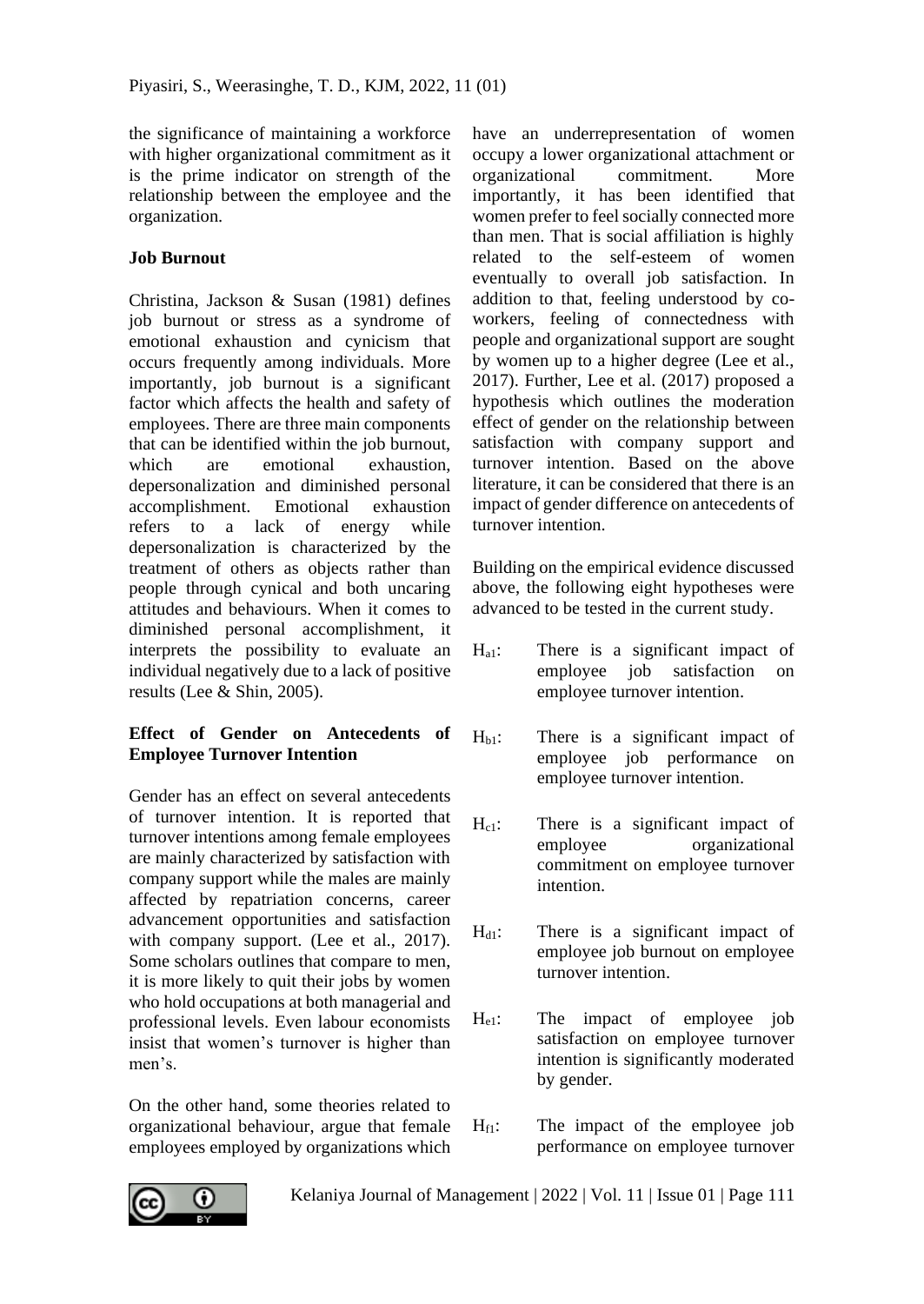the significance of maintaining a workforce with higher organizational commitment as it is the prime indicator on strength of the relationship between the employee and the organization.

**Job Burnout**

Christina, Jackson & Susan (1981) defines job burnout or stress as a syndrome of emotional exhaustion and cynicism that occurs frequently among individuals. More importantly, job burnout is a significant factor which affects the health and safety of employees. There are three main components that can be identified within the job burnout, which are emotional exhaustion, depersonalization and diminished personal accomplishment. Emotional exhaustion refers to a lack of energy while depersonalization is characterized by the treatment of others as objects rather than people through cynical and both uncaring attitudes and behaviours. When it comes to diminished personal accomplishment, it interprets the possibility to evaluate an individual negatively due to a lack of positive results (Lee & Shin, 2005).

**Effect of Gender on Antecedents of Employee Turnover Intention**

Gender has an effect on several antecedents of turnover intention. It is reported that turnover intentions among female employees are mainly characterized by satisfaction with company support while the males are mainly affected by repatriation concerns, career advancement opportunities and satisfaction with company support. (Lee et al., 2017). Some scholars outlines that compare to men, it is more likely to quit their jobs by women who hold occupations at both managerial and professional levels. Even labour economists insist that women's turnover is higher than men's.

On the other hand, some theories related to organizational behaviour, argue that female employees employed by organizations which have an underrepresentation of women occupy a lower organizational attachment or organizational commitment. More importantly, it has been identified that women prefer to feel socially connected more than men. That is social affiliation is highly related to the self-esteem of women eventually to overall job satisfaction. In addition to that, feeling understood by co-workers, feeling of connectedness with people and organizational support are sought by women up to a higher degree (Lee et al., 2017). Further, Lee et al. (2017) proposed a hypothesis which outlines the moderation effect of gender on the relationship between satisfaction with company support and turnover intention. Based on the above literature, it can be considered that there is an impact of gender difference on antecedents of turnover intention.

Building on the empirical evidence discussed above, the following eight hypotheses were advanced to be tested in the current study.

$H_{a1}$: There is a significant impact of employee job satisfaction on employee turnover intention.

$H_{b1}$: There is a significant impact of employee job performance on employee turnover intention.

$H_{c1}$: There is a significant impact of employee organizational commitment on employee turnover intention.

$H_{d1}$: There is a significant impact of employee job burnout on employee turnover intention.

$H_{e1}$: The impact of employee job satisfaction on employee turnover intention is significantly moderated by gender.

$H_{f1}$: The impact of the employee job performance on employee turnover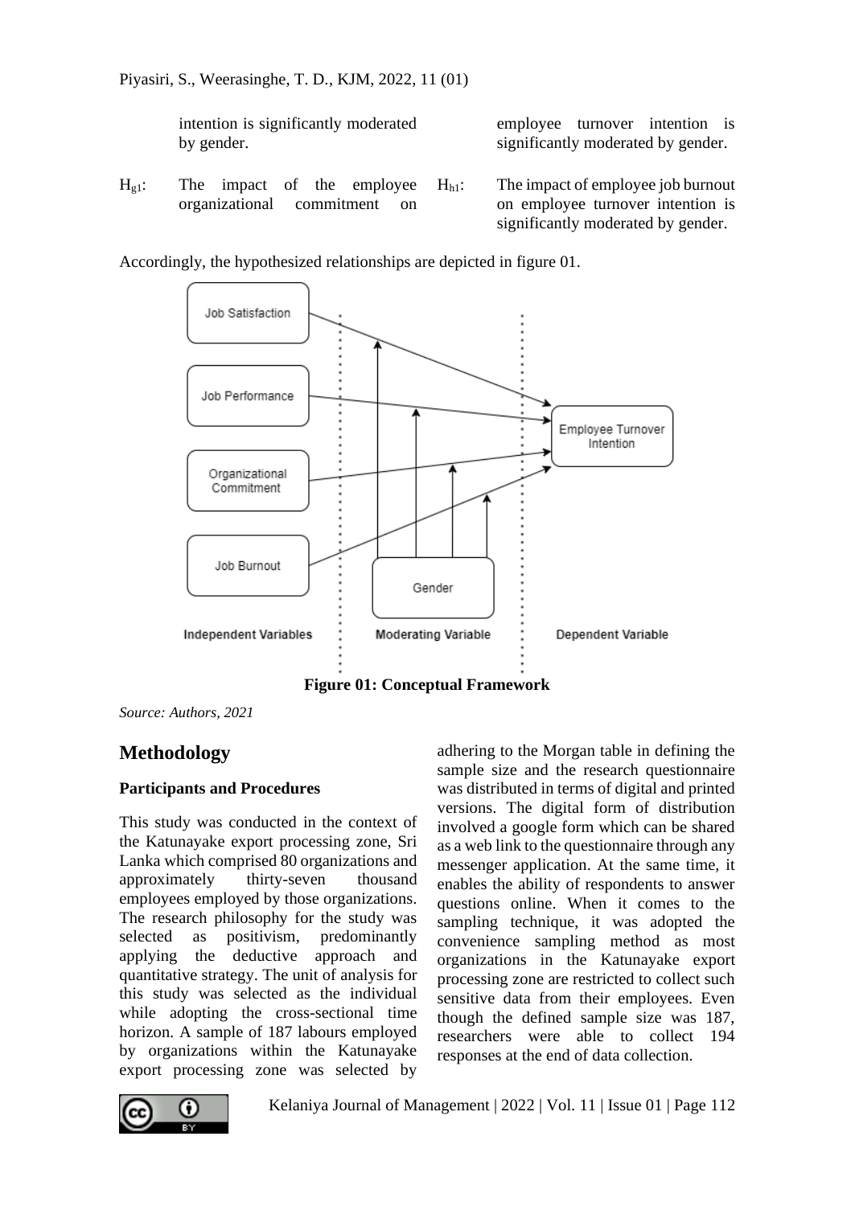intention is significantly moderated by gender.

$H_{g1}$: The impact of the employee organizational commitment on employee turnover intention is significantly moderated by gender.

$H_{h1}$: The impact of employee job burnout on employee turnover intention is significantly moderated by gender.

Accordingly, the hypothesized relationships are depicted in figure 01.

**Figure 01: Conceptual Framework**

*Source: Authors, 2021*

## Methodology

### Participants and Procedures

This study was conducted in the context of the Katunayake export processing zone, Sri Lanka which comprised 80 organizations and approximately thirty-seven thousand employees employed by those organizations. The research philosophy for the study was selected as positivism, predominantly applying the deductive approach and quantitative strategy. The unit of analysis for this study was selected as the individual while adopting the cross-sectional time horizon. A sample of 187 labours employed by organizations within the Katunayake export processing zone was selected by adhering to the Morgan table in defining the sample size and the research questionnaire was distributed in terms of digital and printed versions. The digital form of distribution involved a google form which can be shared as a web link to the questionnaire through any messenger application. At the same time, it enables the ability of respondents to answer questions online. When it comes to the sampling technique, it was adopted the convenience sampling method as most organizations in the Katunayake export processing zone are restricted to collect such sensitive data from their employees. Even though the defined sample size was 187, researchers were able to collect 194 responses at the end of data collection.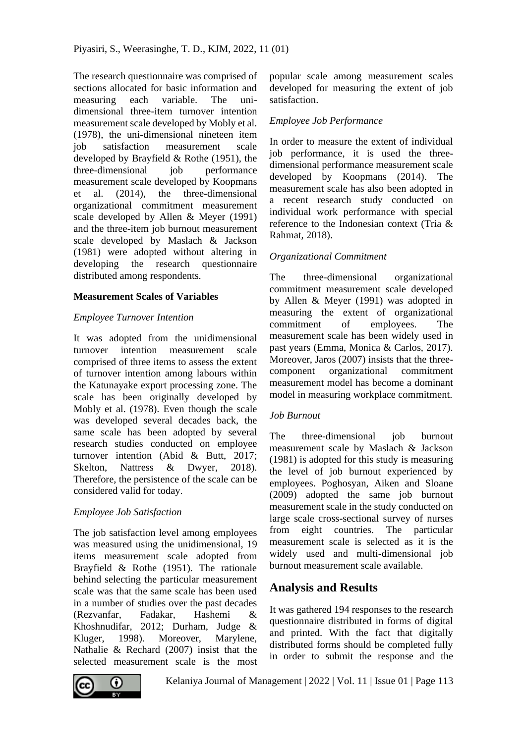The research questionnaire was comprised of sections allocated for basic information and measuring each variable. The uni-dimensional three-item turnover intention measurement scale developed by Mobly et al. (1978), the uni-dimensional nineteen item job satisfaction measurement scale developed by Brayfield & Rothe (1951), the three-dimensional job performance measurement scale developed by Koopmans et al. (2014), the three-dimensional organizational commitment measurement scale developed by Allen & Meyer (1991) and the three-item job burnout measurement scale developed by Maslach & Jackson (1981) were adopted without altering in developing the research questionnaire distributed among respondents.

**Measurement Scales of Variables**

*Employee Turnover Intention*

It was adopted from the unidimensional turnover intention measurement scale comprised of three items to assess the extent of turnover intention among labours within the Katunayake export processing zone. The scale has been originally developed by Mobly et al. (1978). Even though the scale was developed several decades back, the same scale has been adopted by several research studies conducted on employee turnover intention (Abid & Butt, 2017; Skelton, Nattress & Dwyer, 2018). Therefore, the persistence of the scale can be considered valid for today.

*Employee Job Satisfaction*

The job satisfaction level among employees was measured using the unidimensional, 19 items measurement scale adopted from Brayfield & Rothe (1951). The rationale behind selecting the particular measurement scale was that the same scale has been used in a number of studies over the past decades (Rezvanfar, Fadakar, Hashemi & Khoshnudifar, 2012; Durham, Judge & Kluger, 1998). Moreover, Marylene, Nathalie & Rechard (2007) insist that the selected measurement scale is the most popular scale among measurement scales developed for measuring the extent of job satisfaction.

*Employee Job Performance*

In order to measure the extent of individual job performance, it is used the three-dimensional performance measurement scale developed by Koopmans (2014). The measurement scale has also been adopted in a recent research study conducted on individual work performance with special reference to the Indonesian context (Tria & Rahmat, 2018).

*Organizational Commitment*

The three-dimensional organizational commitment measurement scale developed by Allen & Meyer (1991) was adopted in measuring the extent of organizational commitment of employees. The measurement scale has been widely used in past years (Emma, Monica & Carlos, 2017). Moreover, Jaros (2007) insists that the three-component organizational commitment measurement model has become a dominant model in measuring workplace commitment.

*Job Burnout*

The three-dimensional job burnout measurement scale by Maslach & Jackson (1981) is adopted for this study is measuring the level of job burnout experienced by employees. Poghosyan, Aiken and Sloane (2009) adopted the same job burnout measurement scale in the study conducted on large scale cross-sectional survey of nurses from eight countries. The particular measurement scale is selected as it is the widely used and multi-dimensional job burnout measurement scale available.

## Analysis and Results

It was gathered 194 responses to the research questionnaire distributed in forms of digital and printed. With the fact that digitally distributed forms should be completed fully in order to submit the response and the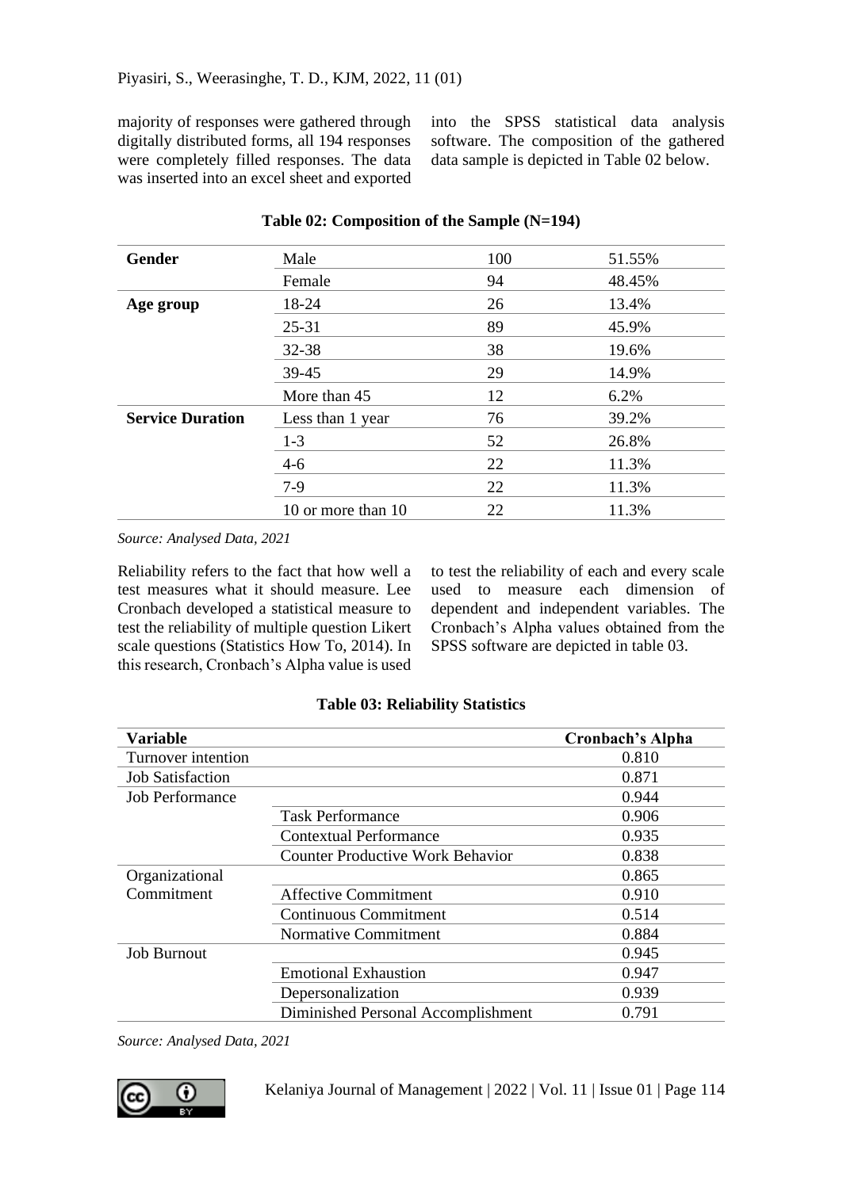majority of responses were gathered through digitally distributed forms, all 194 responses were completely filled responses. The data was inserted into an excel sheet and exported into the SPSS statistical data analysis software. The composition of the gathered data sample is depicted in Table 02 below.

**Table 02: Composition of the Sample (N=194)**

| | | | |
|---|---|---|---|
| **Gender** | Male | 100 | 51.55% |
| | Female | 94 | 48.45% |
| **Age group** | 18-24 | 26 | 13.4% |
| | 25-31 | 89 | 45.9% |
| | 32-38 | 38 | 19.6% |
| | 39-45 | 29 | 14.9% |
| | More than 45 | 12 | 6.2% |
| **Service Duration** | Less than 1 year | 76 | 39.2% |
| | 1-3 | 52 | 26.8% |
| | 4-6 | 22 | 11.3% |
| | 7-9 | 22 | 11.3% |
| | 10 or more than 10 | 22 | 11.3% |

*Source: Analysed Data, 2021*

Reliability refers to the fact that how well a test measures what it should measure. Lee Cronbach developed a statistical measure to test the reliability of multiple question Likert scale questions (Statistics How To, 2014). In this research, Cronbach's Alpha value is used to test the reliability of each and every scale used to measure each dimension of dependent and independent variables. The Cronbach's Alpha values obtained from the SPSS software are depicted in table 03.

**Table 03: Reliability Statistics**

| **Variable** | | **Cronbach's Alpha** |
|---|---|---|
| Turnover intention | | 0.810 |
| Job Satisfaction | | 0.871 |
| Job Performance | | 0.944 |
| | Task Performance | 0.906 |
| | Contextual Performance | 0.935 |
| | Counter Productive Work Behavior | 0.838 |
| Organizational Commitment | | 0.865 |
| | Affective Commitment | 0.910 |
| | Continuous Commitment | 0.514 |
| | Normative Commitment | 0.884 |
| Job Burnout | | 0.945 |
| | Emotional Exhaustion | 0.947 |
| | Depersonalization | 0.939 |
| | Diminished Personal Accomplishment | 0.791 |

*Source: Analysed Data, 2021*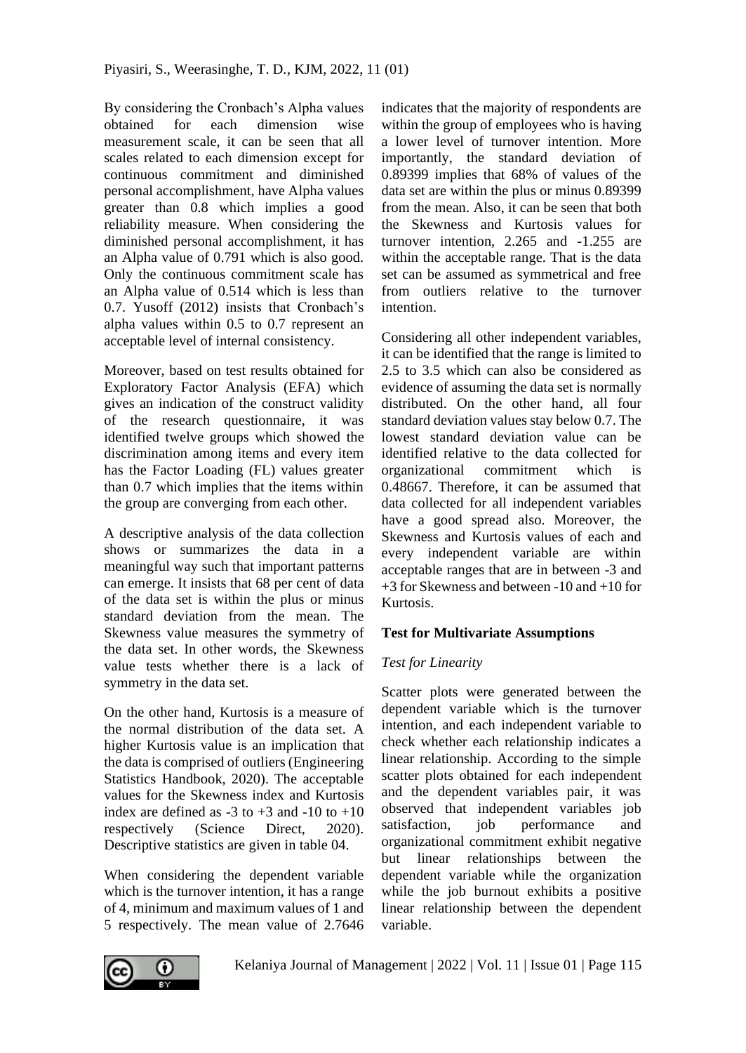By considering the Cronbach's Alpha values obtained for each dimension wise measurement scale, it can be seen that all scales related to each dimension except for continuous commitment and diminished personal accomplishment, have Alpha values greater than 0.8 which implies a good reliability measure. When considering the diminished personal accomplishment, it has an Alpha value of 0.791 which is also good. Only the continuous commitment scale has an Alpha value of 0.514 which is less than 0.7. Yusoff (2012) insists that Cronbach's alpha values within 0.5 to 0.7 represent an acceptable level of internal consistency.

Moreover, based on test results obtained for Exploratory Factor Analysis (EFA) which gives an indication of the construct validity of the research questionnaire, it was identified twelve groups which showed the discrimination among items and every item has the Factor Loading (FL) values greater than 0.7 which implies that the items within the group are converging from each other.

A descriptive analysis of the data collection shows or summarizes the data in a meaningful way such that important patterns can emerge. It insists that 68 per cent of data of the data set is within the plus or minus standard deviation from the mean. The Skewness value measures the symmetry of the data set. In other words, the Skewness value tests whether there is a lack of symmetry in the data set.

On the other hand, Kurtosis is a measure of the normal distribution of the data set. A higher Kurtosis value is an implication that the data is comprised of outliers (Engineering Statistics Handbook, 2020). The acceptable values for the Skewness index and Kurtosis index are defined as -3 to +3 and -10 to +10 respectively (Science Direct, 2020). Descriptive statistics are given in table 04.

When considering the dependent variable which is the turnover intention, it has a range of 4, minimum and maximum values of 1 and 5 respectively. The mean value of 2.7646 indicates that the majority of respondents are within the group of employees who is having a lower level of turnover intention. More importantly, the standard deviation of 0.89399 implies that 68% of values of the data set are within the plus or minus 0.89399 from the mean. Also, it can be seen that both the Skewness and Kurtosis values for turnover intention, 2.265 and -1.255 are within the acceptable range. That is the data set can be assumed as symmetrical and free from outliers relative to the turnover intention.

Considering all other independent variables, it can be identified that the range is limited to 2.5 to 3.5 which can also be considered as evidence of assuming the data set is normally distributed. On the other hand, all four standard deviation values stay below 0.7. The lowest standard deviation value can be identified relative to the data collected for organizational commitment which is 0.48667. Therefore, it can be assumed that data collected for all independent variables have a good spread also. Moreover, the Skewness and Kurtosis values of each and every independent variable are within acceptable ranges that are in between -3 and +3 for Skewness and between -10 and +10 for Kurtosis.

### Test for Multivariate Assumptions

#### *Test for Linearity*

Scatter plots were generated between the dependent variable which is the turnover intention, and each independent variable to check whether each relationship indicates a linear relationship. According to the simple scatter plots obtained for each independent and the dependent variables pair, it was observed that independent variables job satisfaction, job performance and organizational commitment exhibit negative but linear relationships between the dependent variable while the organization while the job burnout exhibits a positive linear relationship between the dependent variable.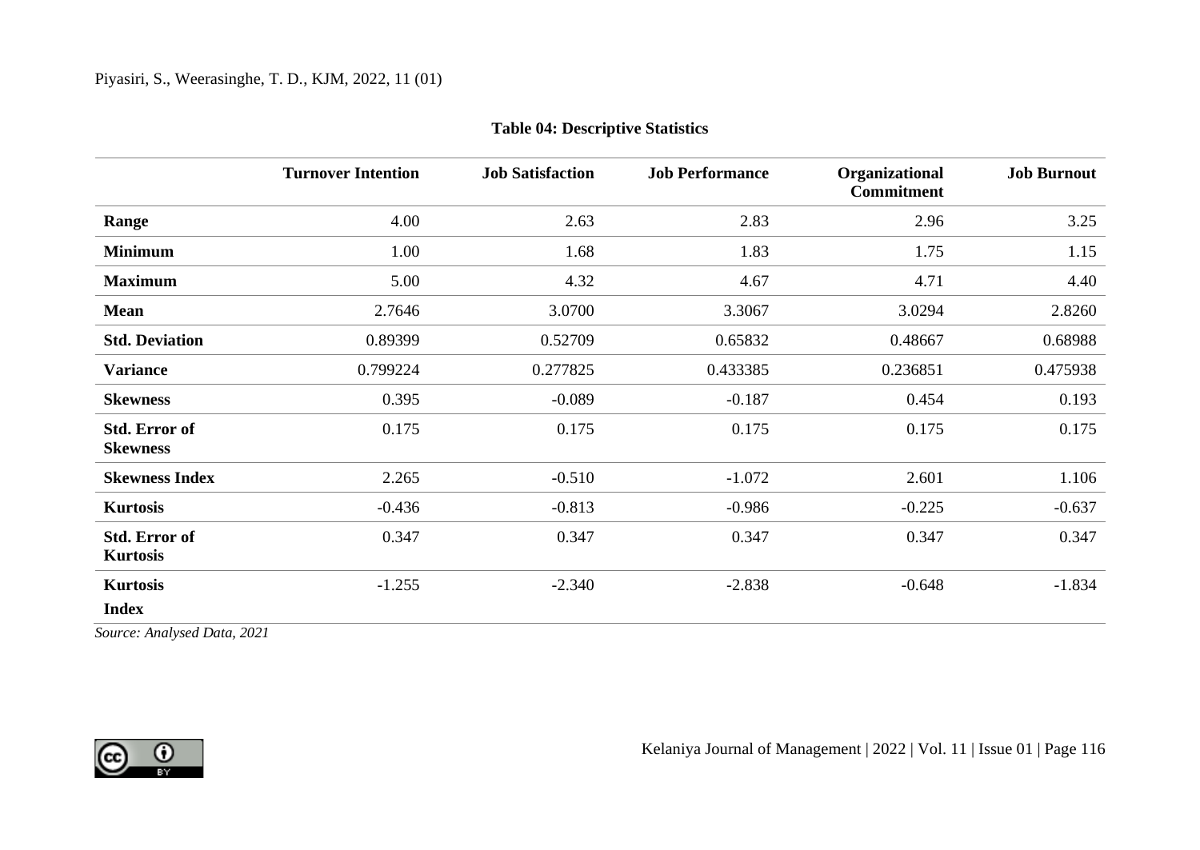**Table 04: Descriptive Statistics**

| | Turnover Intention | Job Satisfaction | Job Performance | Organizational Commitment | Job Burnout |
|---|---|---|---|---|---|
| **Range** | 4.00 | 2.63 | 2.83 | 2.96 | 3.25 |
| **Minimum** | 1.00 | 1.68 | 1.83 | 1.75 | 1.15 |
| **Maximum** | 5.00 | 4.32 | 4.67 | 4.71 | 4.40 |
| **Mean** | 2.7646 | 3.0700 | 3.3067 | 3.0294 | 2.8260 |
| **Std. Deviation** | 0.89399 | 0.52709 | 0.65832 | 0.48667 | 0.68988 |
| **Variance** | 0.799224 | 0.277825 | 0.433385 | 0.236851 | 0.475938 |
| **Skewness** | 0.395 | -0.089 | -0.187 | 0.454 | 0.193 |
| **Std. Error of Skewness** | 0.175 | 0.175 | 0.175 | 0.175 | 0.175 |
| **Skewness Index** | 2.265 | -0.510 | -1.072 | 2.601 | 1.106 |
| **Kurtosis** | -0.436 | -0.813 | -0.986 | -0.225 | -0.637 |
| **Std. Error of Kurtosis** | 0.347 | 0.347 | 0.347 | 0.347 | 0.347 |
| **Kurtosis Index** | -1.255 | -2.340 | -2.838 | -0.648 | -1.834 |

*Source: Analysed Data, 2021*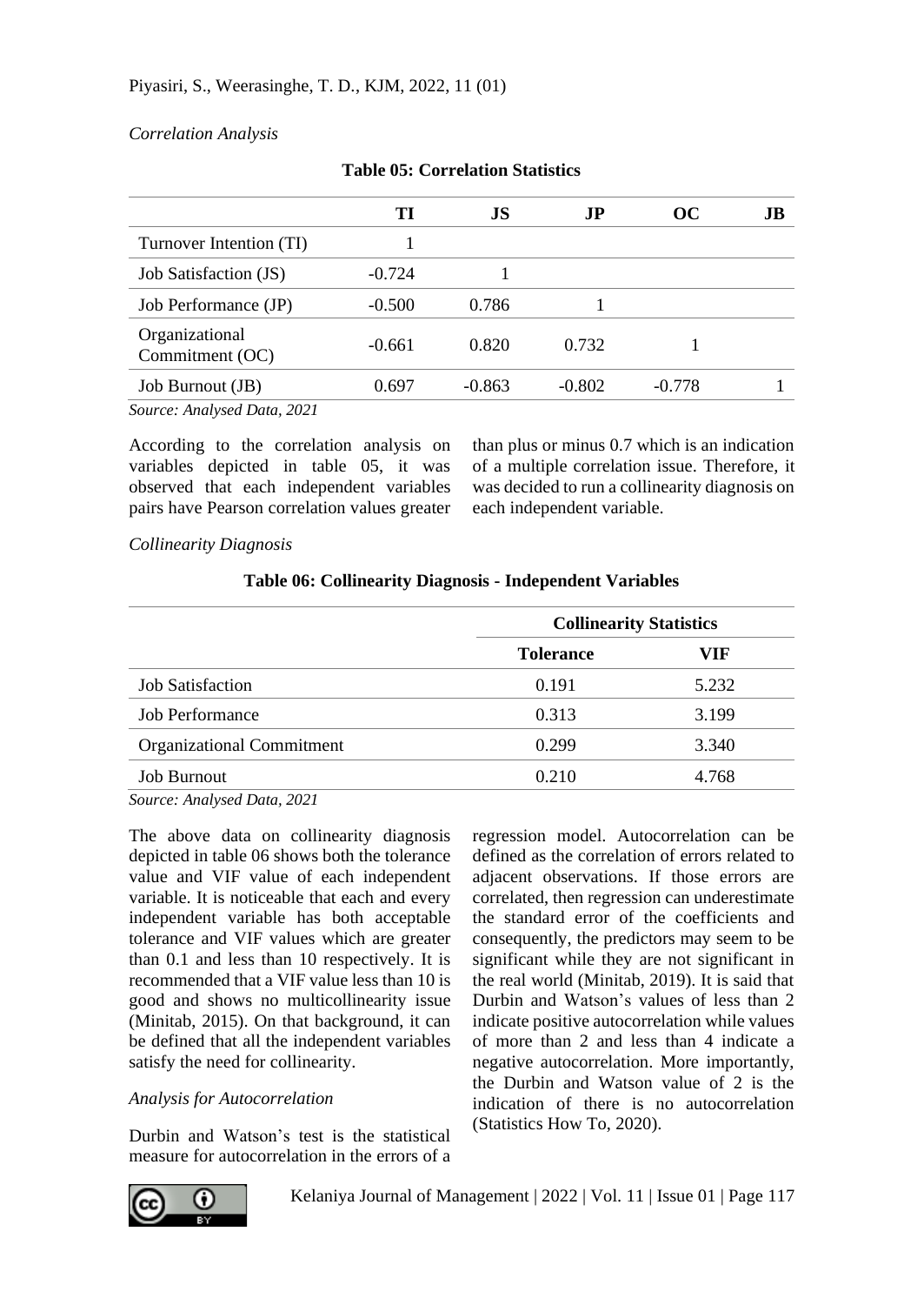*Correlation Analysis*

**Table 05: Correlation Statistics**

| | TI | JS | JP | OC | JB |
|---|---|---|---|---|---|
| Turnover Intention (TI) | 1 | | | | |
| Job Satisfaction (JS) | -0.724 | 1 | | | |
| Job Performance (JP) | -0.500 | 0.786 | 1 | | |
| Organizational Commitment (OC) | -0.661 | 0.820 | 0.732 | 1 | |
| Job Burnout (JB) | 0.697 | -0.863 | -0.802 | -0.778 | 1 |

*Source: Analysed Data, 2021*

According to the correlation analysis on variables depicted in table 05, it was observed that each independent variables pairs have Pearson correlation values greater than plus or minus 0.7 which is an indication of a multiple correlation issue. Therefore, it was decided to run a collinearity diagnosis on each independent variable.

*Collinearity Diagnosis*

**Table 06: Collinearity Diagnosis - Independent Variables**

| | Collinearity Statistics | |
|---|---|---|
| | **Tolerance** | **VIF** |
| Job Satisfaction | 0.191 | 5.232 |
| Job Performance | 0.313 | 3.199 |
| Organizational Commitment | 0.299 | 3.340 |
| Job Burnout | 0.210 | 4.768 |

*Source: Analysed Data, 2021*

The above data on collinearity diagnosis depicted in table 06 shows both the tolerance value and VIF value of each independent variable. It is noticeable that each and every independent variable has both acceptable tolerance and VIF values which are greater than 0.1 and less than 10 respectively. It is recommended that a VIF value less than 10 is good and shows no multicollinearity issue (Minitab, 2015). On that background, it can be defined that all the independent variables satisfy the need for collinearity.

*Analysis for Autocorrelation*

Durbin and Watson's test is the statistical measure for autocorrelation in the errors of a regression model. Autocorrelation can be defined as the correlation of errors related to adjacent observations. If those errors are correlated, then regression can underestimate the standard error of the coefficients and consequently, the predictors may seem to be significant while they are not significant in the real world (Minitab, 2019). It is said that Durbin and Watson's values of less than 2 indicate positive autocorrelation while values of more than 2 and less than 4 indicate a negative autocorrelation. More importantly, the Durbin and Watson value of 2 is the indication of there is no autocorrelation (Statistics How To, 2020).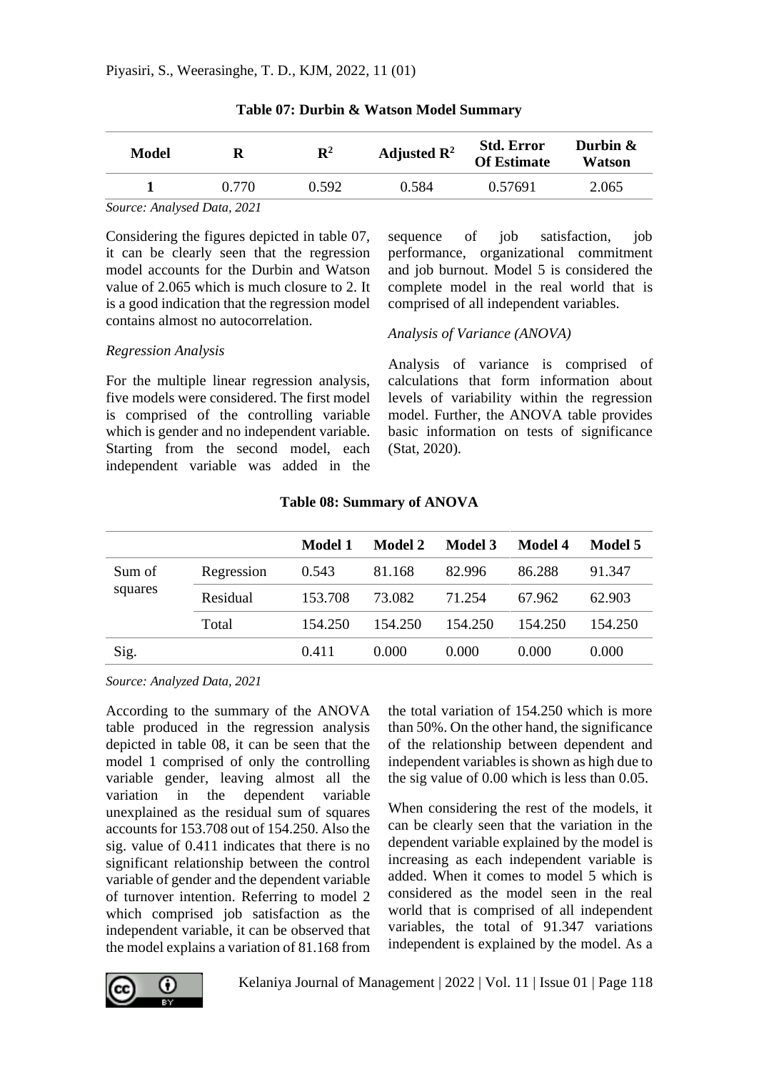**Table 07: Durbin & Watson Model Summary**

| Model | R | $R^2$ | Adjusted $R^2$ | Std. Error Of Estimate | Durbin & Watson |
|---|---|---|---|---|---|
| 1 | 0.770 | 0.592 | 0.584 | 0.57691 | 2.065 |

*Source: Analysed Data, 2021*

Considering the figures depicted in table 07, it can be clearly seen that the regression model accounts for the Durbin and Watson value of 2.065 which is much closure to 2. It is a good indication that the regression model contains almost no autocorrelation.

*Regression Analysis*

For the multiple linear regression analysis, five models were considered. The first model is comprised of the controlling variable which is gender and no independent variable. Starting from the second model, each independent variable was added in the sequence of job satisfaction, job performance, organizational commitment and job burnout. Model 5 is considered the complete model in the real world that is comprised of all independent variables.

*Analysis of Variance (ANOVA)*

Analysis of variance is comprised of calculations that form information about levels of variability within the regression model. Further, the ANOVA table provides basic information on tests of significance (Stat, 2020).

**Table 08: Summary of ANOVA**

| | | Model 1 | Model 2 | Model 3 | Model 4 | Model 5 |
|---|---|---|---|---|---|---|
| Sum of squares | Regression | 0.543 | 81.168 | 82.996 | 86.288 | 91.347 |
| | Residual | 153.708 | 73.082 | 71.254 | 67.962 | 62.903 |
| | Total | 154.250 | 154.250 | 154.250 | 154.250 | 154.250 |
| Sig. | | 0.411 | 0.000 | 0.000 | 0.000 | 0.000 |

*Source: Analyzed Data, 2021*

According to the summary of the ANOVA table produced in the regression analysis depicted in table 08, it can be seen that the model 1 comprised of only the controlling variable gender, leaving almost all the variation in the dependent variable unexplained as the residual sum of squares accounts for 153.708 out of 154.250. Also the sig. value of 0.411 indicates that there is no significant relationship between the control variable of gender and the dependent variable of turnover intention. Referring to model 2 which comprised job satisfaction as the independent variable, it can be observed that the model explains a variation of 81.168 from the total variation of 154.250 which is more than 50%. On the other hand, the significance of the relationship between dependent and independent variables is shown as high due to the sig value of 0.00 which is less than 0.05.

When considering the rest of the models, it can be clearly seen that the variation in the dependent variable explained by the model is increasing as each independent variable is added. When it comes to model 5 which is considered as the model seen in the real world that is comprised of all independent variables, the total of 91.347 variations independent is explained by the model. As a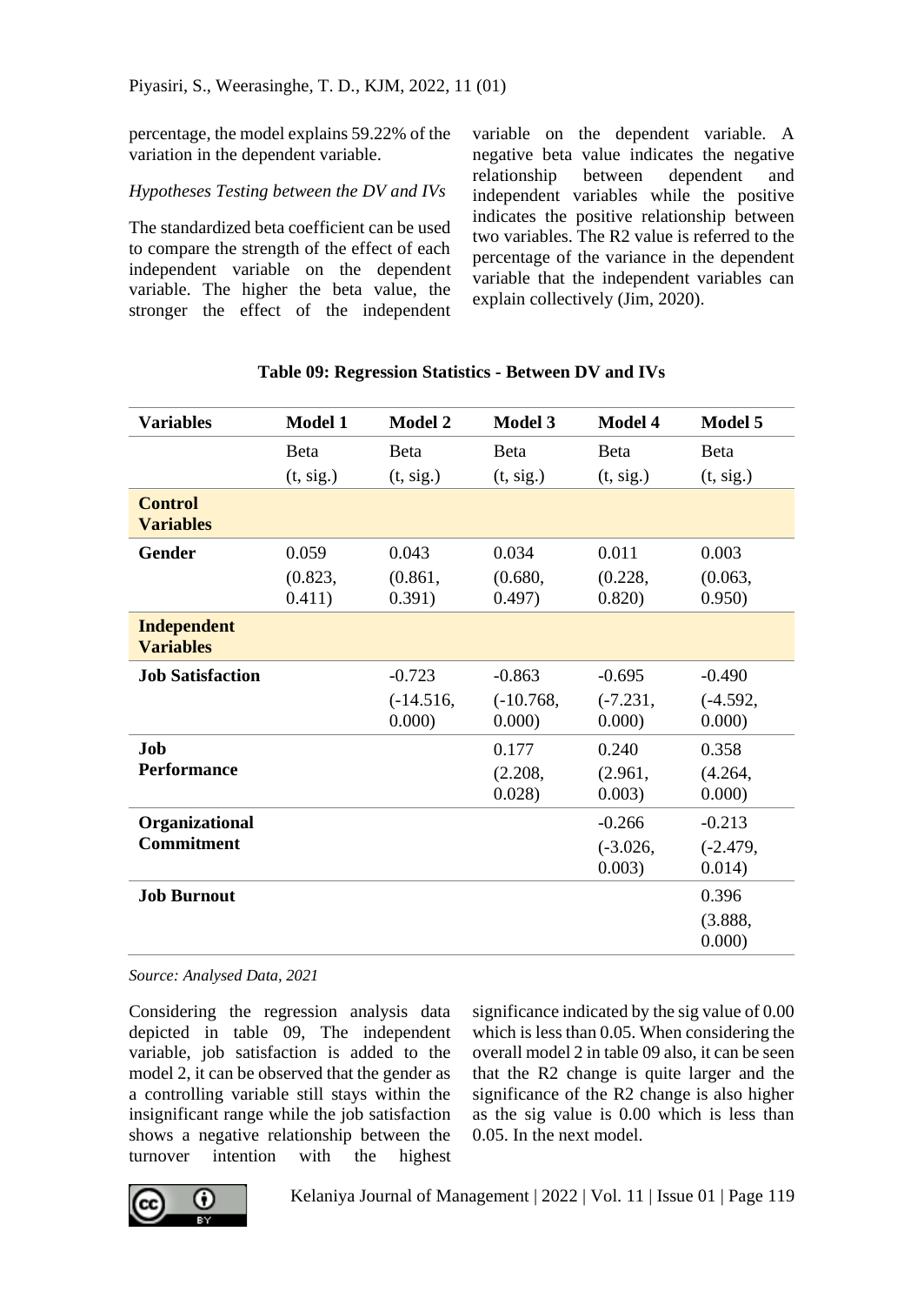percentage, the model explains 59.22% of the variation in the dependent variable.

*Hypotheses Testing between the DV and IVs*

The standardized beta coefficient can be used to compare the strength of the effect of each independent variable on the dependent variable. The higher the beta value, the stronger the effect of the independent variable on the dependent variable. A negative beta value indicates the negative relationship between dependent and independent variables while the positive indicates the positive relationship between two variables. The R2 value is referred to the percentage of the variance in the dependent variable that the independent variables can explain collectively (Jim, 2020).

**Table 09: Regression Statistics - Between DV and IVs**

| Variables | Model 1 | Model 2 | Model 3 | Model 4 | Model 5 |
|---|---|---|---|---|---|
| | Beta (t, sig.) | Beta (t, sig.) | Beta (t, sig.) | Beta (t, sig.) | Beta (t, sig.) |
| **Control Variables** | | | | | |
| **Gender** | 0.059 (0.823, 0.411) | 0.043 (0.861, 0.391) | 0.034 (0.680, 0.497) | 0.011 (0.228, 0.820) | 0.003 (0.063, 0.950) |
| **Independent Variables** | | | | | |
| **Job Satisfaction** | | -0.723 (-14.516, 0.000) | -0.863 (-10.768, 0.000) | -0.695 (-7.231, 0.000) | -0.490 (-4.592, 0.000) |
| **Job Performance** | | | 0.177 (2.208, 0.028) | 0.240 (2.961, 0.003) | 0.358 (4.264, 0.000) |
| **Organizational Commitment** | | | | -0.266 (-3.026, 0.003) | -0.213 (-2.479, 0.014) |
| **Job Burnout** | | | | | 0.396 (3.888, 0.000) |

*Source: Analysed Data, 2021*

Considering the regression analysis data depicted in table 09, The independent variable, job satisfaction is added to the model 2, it can be observed that the gender as a controlling variable still stays within the insignificant range while the job satisfaction shows a negative relationship between the turnover intention with the highest significance indicated by the sig value of 0.00 which is less than 0.05. When considering the overall model 2 in table 09 also, it can be seen that the R2 change is quite larger and the significance of the R2 change is also higher as the sig value is 0.00 which is less than 0.05. In the next model.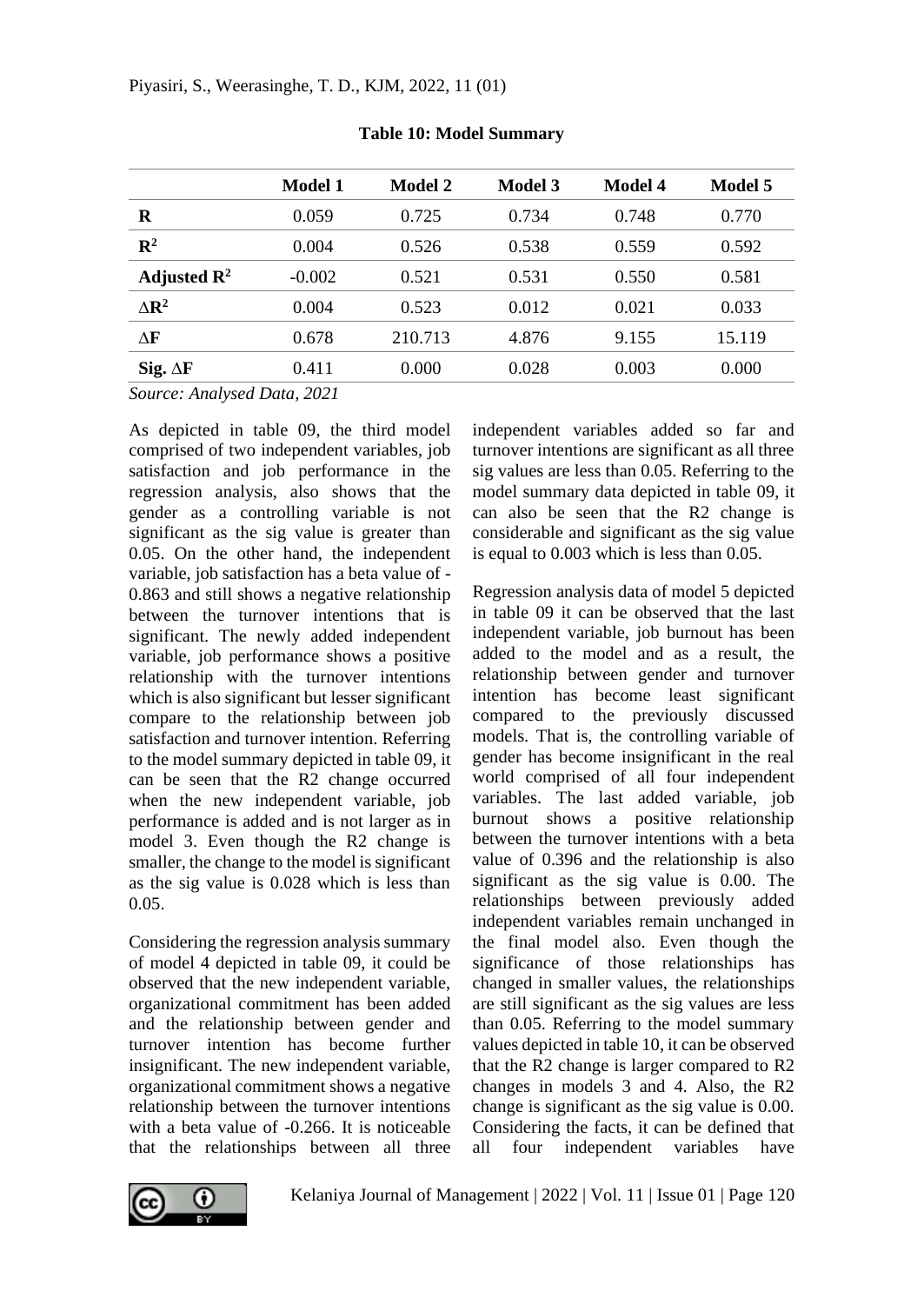**Table 10: Model Summary**

| | Model 1 | Model 2 | Model 3 | Model 4 | Model 5 |
|---|---|---|---|---|---|
| **R** | 0.059 | 0.725 | 0.734 | 0.748 | 0.770 |
| $\mathbf{R^2}$ | 0.004 | 0.526 | 0.538 | 0.559 | 0.592 |
| **Adjusted** $\mathbf{R^2}$ | -0.002 | 0.521 | 0.531 | 0.550 | 0.581 |
| $\Delta\mathbf{R^2}$ | 0.004 | 0.523 | 0.012 | 0.021 | 0.033 |
| $\Delta\mathbf{F}$ | 0.678 | 210.713 | 4.876 | 9.155 | 15.119 |
| **Sig.** $\Delta\mathbf{F}$ | 0.411 | 0.000 | 0.028 | 0.003 | 0.000 |

*Source: Analysed Data, 2021*

As depicted in table 09, the third model comprised of two independent variables, job satisfaction and job performance in the regression analysis, also shows that the gender as a controlling variable is not significant as the sig value is greater than 0.05. On the other hand, the independent variable, job satisfaction has a beta value of -0.863 and still shows a negative relationship between the turnover intentions that is significant. The newly added independent variable, job performance shows a positive relationship with the turnover intentions which is also significant but lesser significant compare to the relationship between job satisfaction and turnover intention. Referring to the model summary depicted in table 09, it can be seen that the R2 change occurred when the new independent variable, job performance is added and is not larger as in model 3. Even though the R2 change is smaller, the change to the model is significant as the sig value is 0.028 which is less than 0.05.

Considering the regression analysis summary of model 4 depicted in table 09, it could be observed that the new independent variable, organizational commitment has been added and the relationship between gender and turnover intention has become further insignificant. The new independent variable, organizational commitment shows a negative relationship between the turnover intentions with a beta value of -0.266. It is noticeable that the relationships between all three independent variables added so far and turnover intentions are significant as all three sig values are less than 0.05. Referring to the model summary data depicted in table 09, it can also be seen that the R2 change is considerable and significant as the sig value is equal to 0.003 which is less than 0.05.

Regression analysis data of model 5 depicted in table 09 it can be observed that the last independent variable, job burnout has been added to the model and as a result, the relationship between gender and turnover intention has become least significant compared to the previously discussed models. That is, the controlling variable of gender has become insignificant in the real world comprised of all four independent variables. The last added variable, job burnout shows a positive relationship between the turnover intentions with a beta value of 0.396 and the relationship is also significant as the sig value is 0.00. The relationships between previously added independent variables remain unchanged in the final model also. Even though the significance of those relationships has changed in smaller values, the relationships are still significant as the sig values are less than 0.05. Referring to the model summary values depicted in table 10, it can be observed that the R2 change is larger compared to R2 changes in models 3 and 4. Also, the R2 change is significant as the sig value is 0.00. Considering the facts, it can be defined that all four independent variables have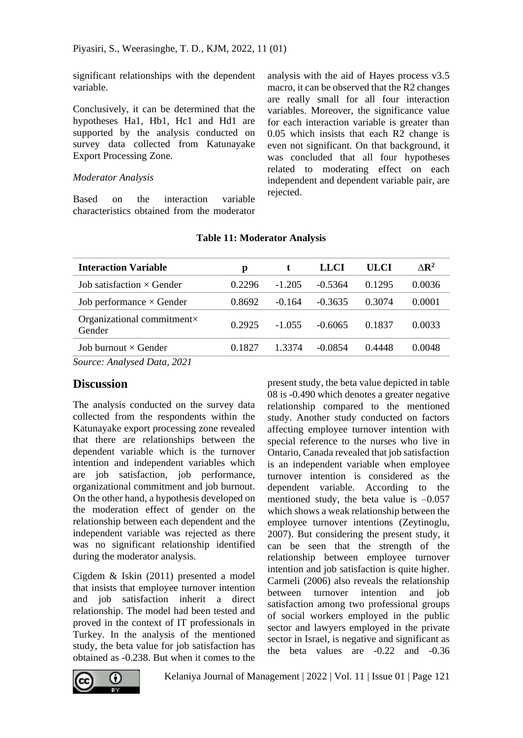significant relationships with the dependent variable.

Conclusively, it can be determined that the hypotheses Ha1, Hb1, Hc1 and Hd1 are supported by the analysis conducted on survey data collected from Katunayake Export Processing Zone.

*Moderator Analysis*

Based on the interaction variable characteristics obtained from the moderator analysis with the aid of Hayes process v3.5 macro, it can be observed that the R2 changes are really small for all four interaction variables. Moreover, the significance value for each interaction variable is greater than 0.05 which insists that each R2 change is even not significant. On that background, it was concluded that all four hypotheses related to moderating effect on each independent and dependent variable pair, are rejected.

**Table 11: Moderator Analysis**

| Interaction Variable | p | t | LLCI | ULCI | $\Delta R^2$ |
|---|---|---|---|---|---|
| Job satisfaction × Gender | 0.2296 | -1.205 | -0.5364 | 0.1295 | 0.0036 |
| Job performance × Gender | 0.8692 | -0.164 | -0.3635 | 0.3074 | 0.0001 |
| Organizational commitment× Gender | 0.2925 | -1.055 | -0.6065 | 0.1837 | 0.0033 |
| Job burnout × Gender | 0.1827 | 1.3374 | -0.0854 | 0.4448 | 0.0048 |

*Source: Analysed Data, 2021*

## Discussion

The analysis conducted on the survey data collected from the respondents within the Katunayake export processing zone revealed that there are relationships between the dependent variable which is the turnover intention and independent variables which are job satisfaction, job performance, organizational commitment and job burnout. On the other hand, a hypothesis developed on the moderation effect of gender on the relationship between each dependent and the independent variable was rejected as there was no significant relationship identified during the moderator analysis.

Cigdem & Iskin (2011) presented a model that insists that employee turnover intention and job satisfaction inherit a direct relationship. The model had been tested and proved in the context of IT professionals in Turkey. In the analysis of the mentioned study, the beta value for job satisfaction has obtained as -0.238. But when it comes to the present study, the beta value depicted in table 08 is -0.490 which denotes a greater negative relationship compared to the mentioned study. Another study conducted on factors affecting employee turnover intention with special reference to the nurses who live in Ontario, Canada revealed that job satisfaction is an independent variable when employee turnover intention is considered as the dependent variable. According to the mentioned study, the beta value is –0.057 which shows a weak relationship between the employee turnover intentions (Zeytinoglu, 2007). But considering the present study, it can be seen that the strength of the relationship between employee turnover intention and job satisfaction is quite higher. Carmeli (2006) also reveals the relationship between turnover intention and job satisfaction among two professional groups of social workers employed in the public sector and lawyers employed in the private sector in Israel, is negative and significant as the beta values are -0.22 and -0.36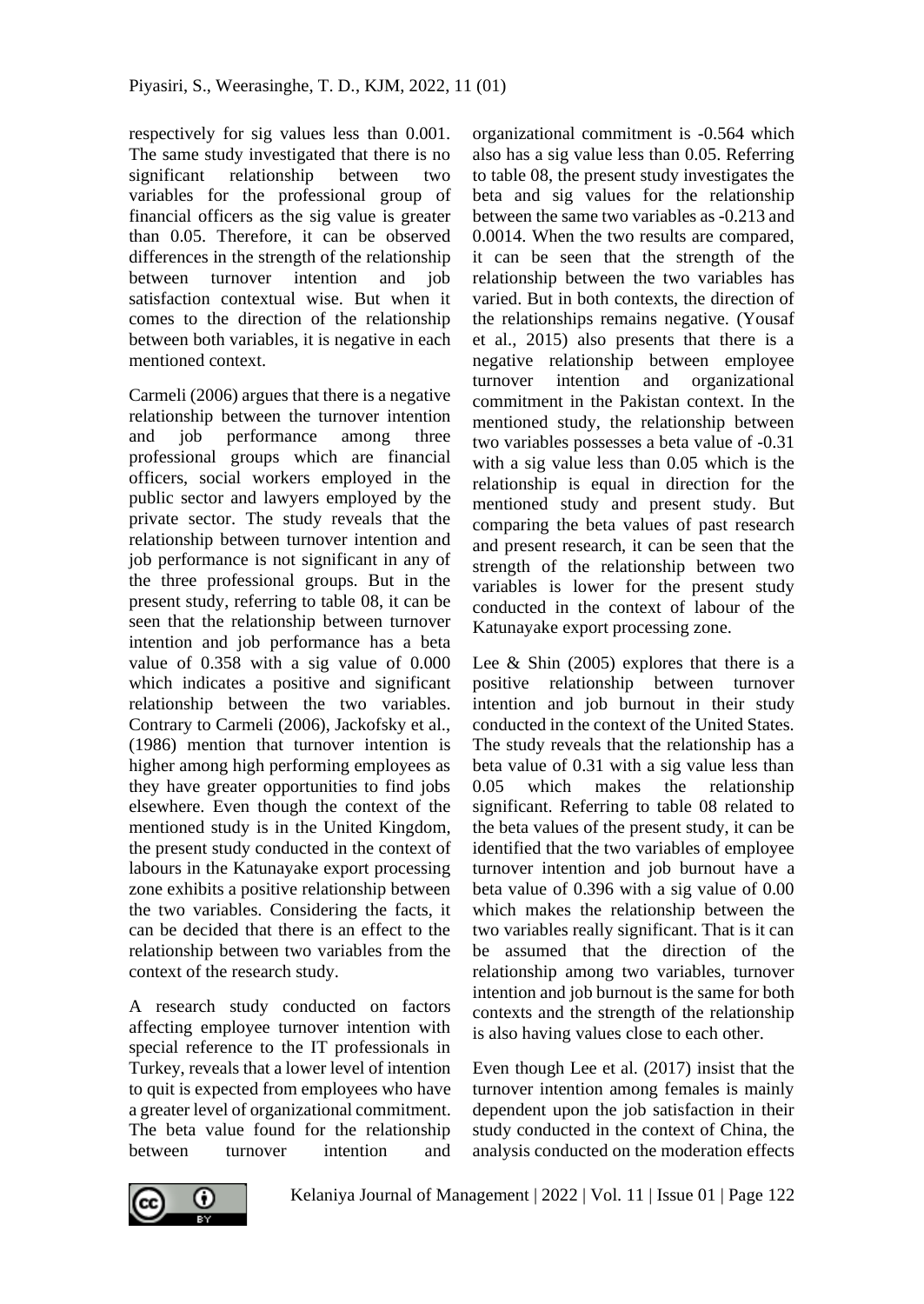respectively for sig values less than 0.001. The same study investigated that there is no significant relationship between two variables for the professional group of financial officers as the sig value is greater than 0.05. Therefore, it can be observed differences in the strength of the relationship between turnover intention and job satisfaction contextual wise. But when it comes to the direction of the relationship between both variables, it is negative in each mentioned context.

Carmeli (2006) argues that there is a negative relationship between the turnover intention and job performance among three professional groups which are financial officers, social workers employed in the public sector and lawyers employed by the private sector. The study reveals that the relationship between turnover intention and job performance is not significant in any of the three professional groups. But in the present study, referring to table 08, it can be seen that the relationship between turnover intention and job performance has a beta value of 0.358 with a sig value of 0.000 which indicates a positive and significant relationship between the two variables. Contrary to Carmeli (2006), Jackofsky et al., (1986) mention that turnover intention is higher among high performing employees as they have greater opportunities to find jobs elsewhere. Even though the context of the mentioned study is in the United Kingdom, the present study conducted in the context of labours in the Katunayake export processing zone exhibits a positive relationship between the two variables. Considering the facts, it can be decided that there is an effect to the relationship between two variables from the context of the research study.

A research study conducted on factors affecting employee turnover intention with special reference to the IT professionals in Turkey, reveals that a lower level of intention to quit is expected from employees who have a greater level of organizational commitment. The beta value found for the relationship between turnover intention and organizational commitment is -0.564 which also has a sig value less than 0.05. Referring to table 08, the present study investigates the beta and sig values for the relationship between the same two variables as -0.213 and 0.0014. When the two results are compared, it can be seen that the strength of the relationship between the two variables has varied. But in both contexts, the direction of the relationships remains negative. (Yousaf et al., 2015) also presents that there is a negative relationship between employee turnover intention and organizational commitment in the Pakistan context. In the mentioned study, the relationship between two variables possesses a beta value of -0.31 with a sig value less than 0.05 which is the relationship is equal in direction for the mentioned study and present study. But comparing the beta values of past research and present research, it can be seen that the strength of the relationship between two variables is lower for the present study conducted in the context of labour of the Katunayake export processing zone.

Lee & Shin (2005) explores that there is a positive relationship between turnover intention and job burnout in their study conducted in the context of the United States. The study reveals that the relationship has a beta value of 0.31 with a sig value less than 0.05 which makes the relationship significant. Referring to table 08 related to the beta values of the present study, it can be identified that the two variables of employee turnover intention and job burnout have a beta value of 0.396 with a sig value of 0.00 which makes the relationship between the two variables really significant. That is it can be assumed that the direction of the relationship among two variables, turnover intention and job burnout is the same for both contexts and the strength of the relationship is also having values close to each other.

Even though Lee et al. (2017) insist that the turnover intention among females is mainly dependent upon the job satisfaction in their study conducted in the context of China, the analysis conducted on the moderation effects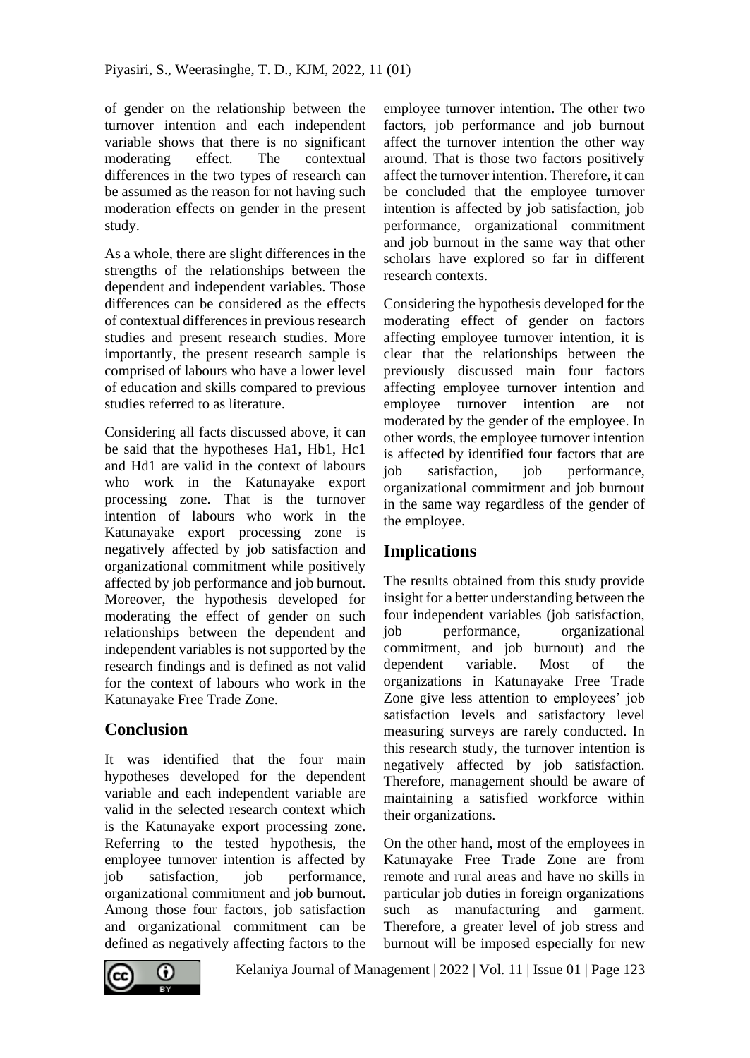of gender on the relationship between the turnover intention and each independent variable shows that there is no significant moderating effect. The contextual differences in the two types of research can be assumed as the reason for not having such moderation effects on gender in the present study.

As a whole, there are slight differences in the strengths of the relationships between the dependent and independent variables. Those differences can be considered as the effects of contextual differences in previous research studies and present research studies. More importantly, the present research sample is comprised of labours who have a lower level of education and skills compared to previous studies referred to as literature.

Considering all facts discussed above, it can be said that the hypotheses Ha1, Hb1, Hc1 and Hd1 are valid in the context of labours who work in the Katunayake export processing zone. That is the turnover intention of labours who work in the Katunayake export processing zone is negatively affected by job satisfaction and organizational commitment while positively affected by job performance and job burnout. Moreover, the hypothesis developed for moderating the effect of gender on such relationships between the dependent and independent variables is not supported by the research findings and is defined as not valid for the context of labours who work in the Katunayake Free Trade Zone.

## Conclusion

It was identified that the four main hypotheses developed for the dependent variable and each independent variable are valid in the selected research context which is the Katunayake export processing zone. Referring to the tested hypothesis, the employee turnover intention is affected by job satisfaction, job performance, organizational commitment and job burnout. Among those four factors, job satisfaction and organizational commitment can be defined as negatively affecting factors to the employee turnover intention. The other two factors, job performance and job burnout affect the turnover intention the other way around. That is those two factors positively affect the turnover intention. Therefore, it can be concluded that the employee turnover intention is affected by job satisfaction, job performance, organizational commitment and job burnout in the same way that other scholars have explored so far in different research contexts.

Considering the hypothesis developed for the moderating effect of gender on factors affecting employee turnover intention, it is clear that the relationships between the previously discussed main four factors affecting employee turnover intention and employee turnover intention are not moderated by the gender of the employee. In other words, the employee turnover intention is affected by identified four factors that are job satisfaction, job performance, organizational commitment and job burnout in the same way regardless of the gender of the employee.

## Implications

The results obtained from this study provide insight for a better understanding between the four independent variables (job satisfaction, job performance, organizational commitment, and job burnout) and the dependent variable. Most of the organizations in Katunayake Free Trade Zone give less attention to employees' job satisfaction levels and satisfactory level measuring surveys are rarely conducted. In this research study, the turnover intention is negatively affected by job satisfaction. Therefore, management should be aware of maintaining a satisfied workforce within their organizations.

On the other hand, most of the employees in Katunayake Free Trade Zone are from remote and rural areas and have no skills in particular job duties in foreign organizations such as manufacturing and garment. Therefore, a greater level of job stress and burnout will be imposed especially for new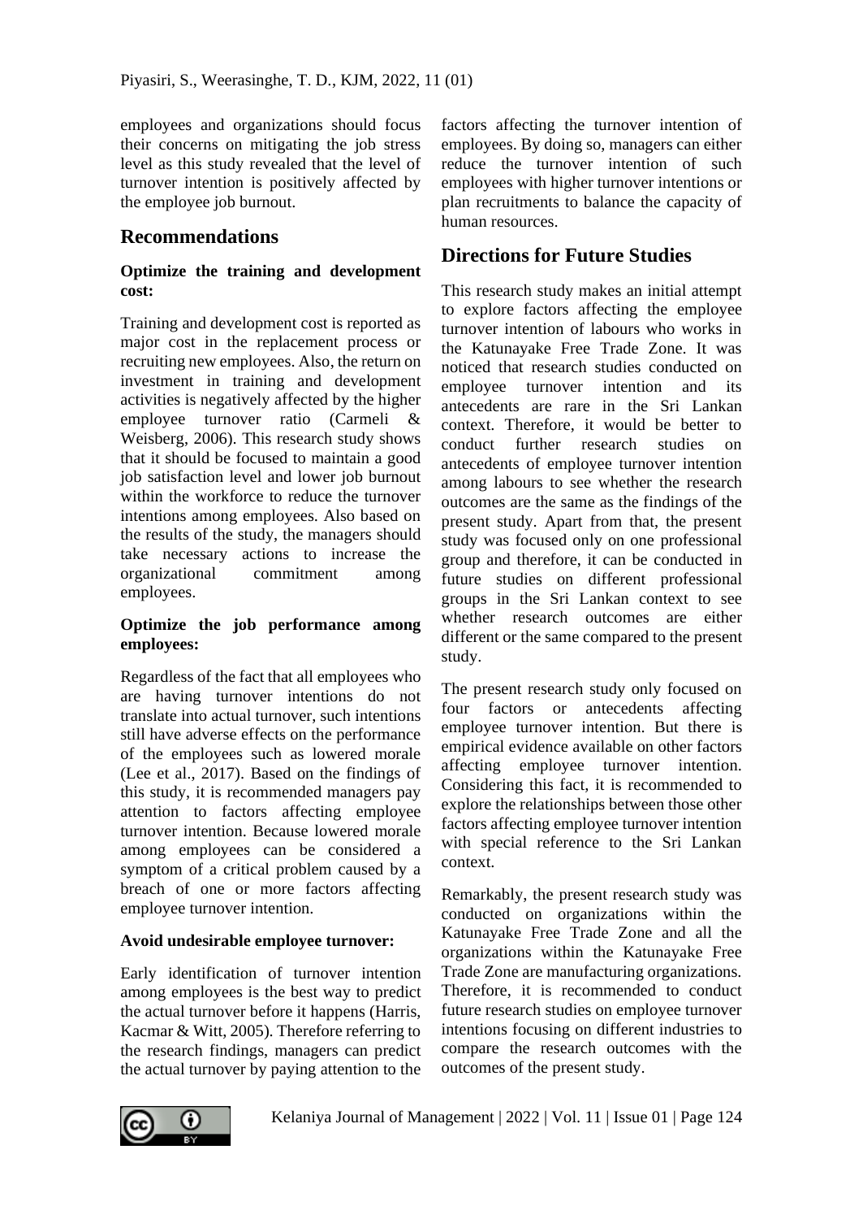employees and organizations should focus their concerns on mitigating the job stress level as this study revealed that the level of turnover intention is positively affected by the employee job burnout.

## Recommendations

**Optimize the training and development cost:**

Training and development cost is reported as major cost in the replacement process or recruiting new employees. Also, the return on investment in training and development activities is negatively affected by the higher employee turnover ratio (Carmeli & Weisberg, 2006). This research study shows that it should be focused to maintain a good job satisfaction level and lower job burnout within the workforce to reduce the turnover intentions among employees. Also based on the results of the study, the managers should take necessary actions to increase the organizational commitment among employees.

**Optimize the job performance among employees:**

Regardless of the fact that all employees who are having turnover intentions do not translate into actual turnover, such intentions still have adverse effects on the performance of the employees such as lowered morale (Lee et al., 2017). Based on the findings of this study, it is recommended managers pay attention to factors affecting employee turnover intention. Because lowered morale among employees can be considered a symptom of a critical problem caused by a breach of one or more factors affecting employee turnover intention.

**Avoid undesirable employee turnover:**

Early identification of turnover intention among employees is the best way to predict the actual turnover before it happens (Harris, Kacmar & Witt, 2005). Therefore referring to the research findings, managers can predict the actual turnover by paying attention to the factors affecting the turnover intention of employees. By doing so, managers can either reduce the turnover intention of such employees with higher turnover intentions or plan recruitments to balance the capacity of human resources.

## Directions for Future Studies

This research study makes an initial attempt to explore factors affecting the employee turnover intention of labours who works in the Katunayake Free Trade Zone. It was noticed that research studies conducted on employee turnover intention and its antecedents are rare in the Sri Lankan context. Therefore, it would be better to conduct further research studies on antecedents of employee turnover intention among labours to see whether the research outcomes are the same as the findings of the present study. Apart from that, the present study was focused only on one professional group and therefore, it can be conducted in future studies on different professional groups in the Sri Lankan context to see whether research outcomes are either different or the same compared to the present study.

The present research study only focused on four factors or antecedents affecting employee turnover intention. But there is empirical evidence available on other factors affecting employee turnover intention. Considering this fact, it is recommended to explore the relationships between those other factors affecting employee turnover intention with special reference to the Sri Lankan context.

Remarkably, the present research study was conducted on organizations within the Katunayake Free Trade Zone and all the organizations within the Katunayake Free Trade Zone are manufacturing organizations. Therefore, it is recommended to conduct future research studies on employee turnover intentions focusing on different industries to compare the research outcomes with the outcomes of the present study.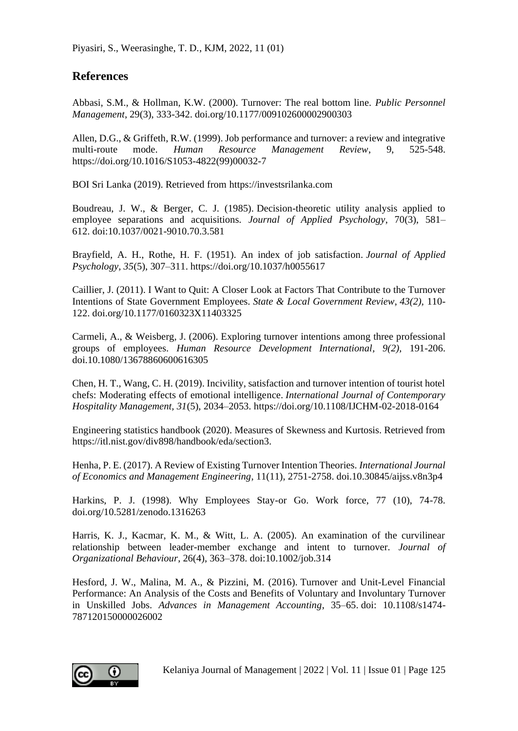## References

Abbasi, S.M., & Hollman, K.W. (2000). Turnover: The real bottom line. *Public Personnel Management*, 29(3), 333-342. doi.org/10.1177/009102600002900303

Allen, D.G., & Griffeth, R.W. (1999). Job performance and turnover: a review and integrative multi-route mode. *Human Resource Management Review*, 9, 525-548. https://doi.org/10.1016/S1053-4822(99)00032-7

BOI Sri Lanka (2019). Retrieved from https://investsrilanka.com

Boudreau, J. W., & Berger, C. J. (1985). Decision-theoretic utility analysis applied to employee separations and acquisitions. *Journal of Applied Psychology*, 70(3), 581–612. doi:10.1037/0021-9010.70.3.581

Brayfield, A. H., Rothe, H. F. (1951). An index of job satisfaction. *Journal of Applied Psychology, 35*(5), 307–311. https://doi.org/10.1037/h0055617

Caillier, J. (2011). I Want to Quit: A Closer Look at Factors That Contribute to the Turnover Intentions of State Government Employees. *State & Local Government Review*, *43(2),* 110-122. doi.org/10.1177/0160323X11403325

Carmeli, A., & Weisberg, J. (2006). Exploring turnover intentions among three professional groups of employees. *Human Resource Development International, 9(2),* 191-206. doi.10.1080/13678860600616305

Chen, H. T., Wang, C. H. (2019). Incivility, satisfaction and turnover intention of tourist hotel chefs: Moderating effects of emotional intelligence. *International Journal of Contemporary Hospitality Management, 31*(5), 2034–2053. https://doi.org/10.1108/IJCHM-02-2018-0164

Engineering statistics handbook (2020). Measures of Skewness and Kurtosis. Retrieved from https://itl.nist.gov/div898/handbook/eda/section3.

Henha, P. E. (2017). A Review of Existing Turnover Intention Theories. *International Journal of Economics and Management Engineering*, 11(11), 2751-2758. doi.10.30845/aijss.v8n3p4

Harkins, P. J. (1998). Why Employees Stay-or Go. Work force, 77 (10), 74-78. doi.org/10.5281/zenodo.1316263

Harris, K. J., Kacmar, K. M., & Witt, L. A. (2005). An examination of the curvilinear relationship between leader-member exchange and intent to turnover. *Journal of Organizational Behaviour*, 26(4), 363–378. doi:10.1002/job.314

Hesford, J. W., Malina, M. A., & Pizzini, M. (2016). Turnover and Unit-Level Financial Performance: An Analysis of the Costs and Benefits of Voluntary and Involuntary Turnover in Unskilled Jobs. *Advances in Management Accounting*, 35–65. doi: 10.1108/s1474-787120150000026002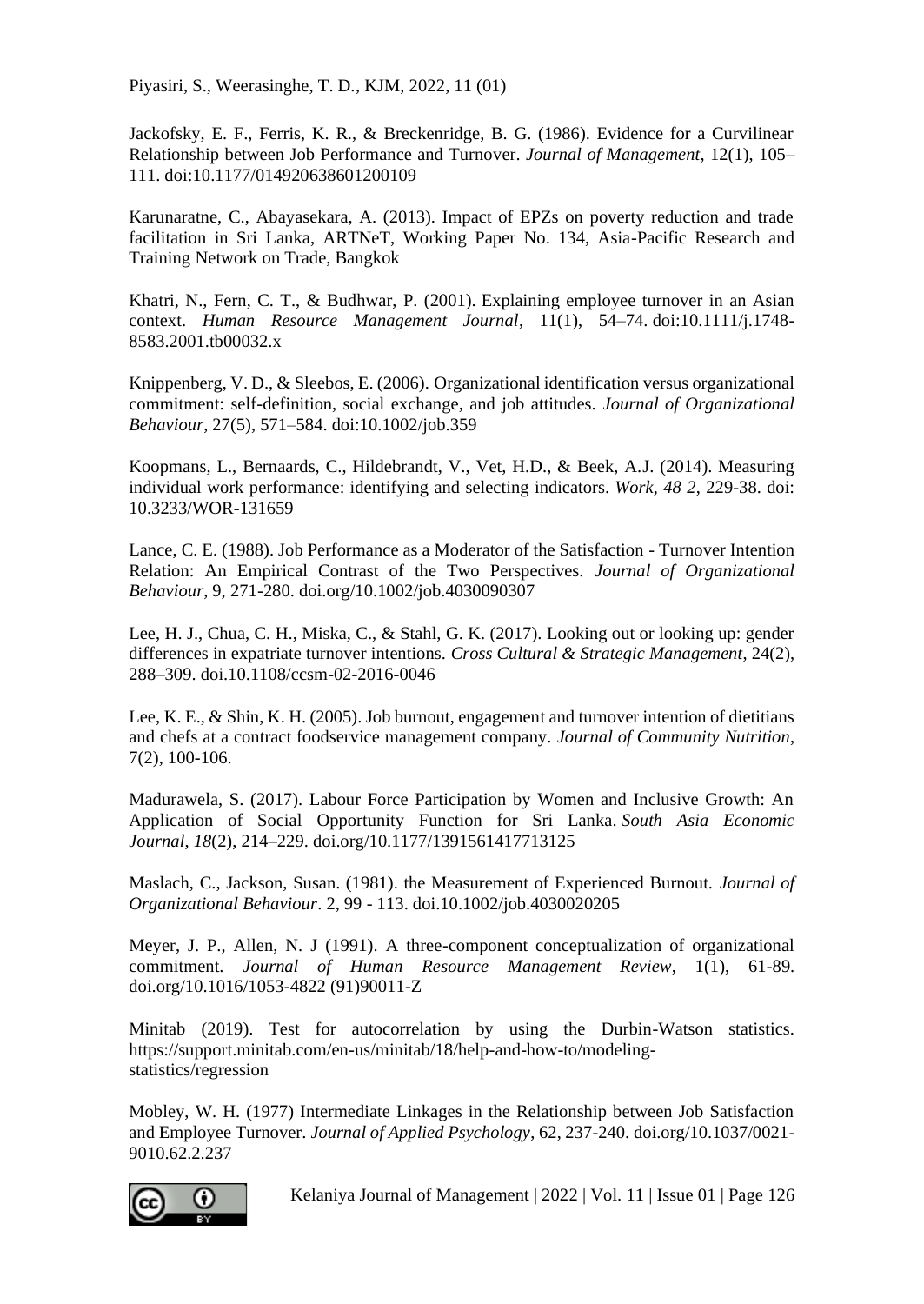Jackofsky, E. F., Ferris, K. R., & Breckenridge, B. G. (1986). Evidence for a Curvilinear Relationship between Job Performance and Turnover. *Journal of Management*, 12(1), 105–111. doi:10.1177/014920638601200109

Karunaratne, C., Abayasekara, A. (2013). Impact of EPZs on poverty reduction and trade facilitation in Sri Lanka, ARTNeT, Working Paper No. 134, Asia-Pacific Research and Training Network on Trade, Bangkok

Khatri, N., Fern, C. T., & Budhwar, P. (2001). Explaining employee turnover in an Asian context. *Human Resource Management Journal*, 11(1), 54–74. doi:10.1111/j.1748-8583.2001.tb00032.x

Knippenberg, V. D., & Sleebos, E. (2006). Organizational identification versus organizational commitment: self-definition, social exchange, and job attitudes. *Journal of Organizational Behaviour*, 27(5), 571–584. doi:10.1002/job.359

Koopmans, L., Bernaards, C., Hildebrandt, V., Vet, H.D., & Beek, A.J. (2014). Measuring individual work performance: identifying and selecting indicators. *Work, 48 2*, 229-38. doi: 10.3233/WOR-131659

Lance, C. E. (1988). Job Performance as a Moderator of the Satisfaction - Turnover Intention Relation: An Empirical Contrast of the Two Perspectives. *Journal of Organizational Behaviour*, 9, 271-280. doi.org/10.1002/job.4030090307

Lee, H. J., Chua, C. H., Miska, C., & Stahl, G. K. (2017). Looking out or looking up: gender differences in expatriate turnover intentions. *Cross Cultural & Strategic Management*, 24(2), 288–309. doi.10.1108/ccsm-02-2016-0046

Lee, K. E., & Shin, K. H. (2005). Job burnout, engagement and turnover intention of dietitians and chefs at a contract foodservice management company. *Journal of Community Nutrition*, 7(2), 100-106.

Madurawela, S. (2017). Labour Force Participation by Women and Inclusive Growth: An Application of Social Opportunity Function for Sri Lanka. *South Asia Economic Journal*, *18*(2), 214–229. doi.org/10.1177/1391561417713125

Maslach, C., Jackson, Susan. (1981). the Measurement of Experienced Burnout. *Journal of Organizational Behaviour*. 2, 99 - 113. doi.10.1002/job.4030020205

Meyer, J. P., Allen, N. J (1991). A three-component conceptualization of organizational commitment. *Journal of Human Resource Management Review*, 1(1), 61-89. doi.org/10.1016/1053-4822 (91)90011-Z

Minitab (2019). Test for autocorrelation by using the Durbin-Watson statistics. https://support.minitab.com/en-us/minitab/18/help-and-how-to/modeling-statistics/regression

Mobley, W. H. (1977) Intermediate Linkages in the Relationship between Job Satisfaction and Employee Turnover. *Journal of Applied Psychology*, 62, 237-240. doi.org/10.1037/0021-9010.62.2.237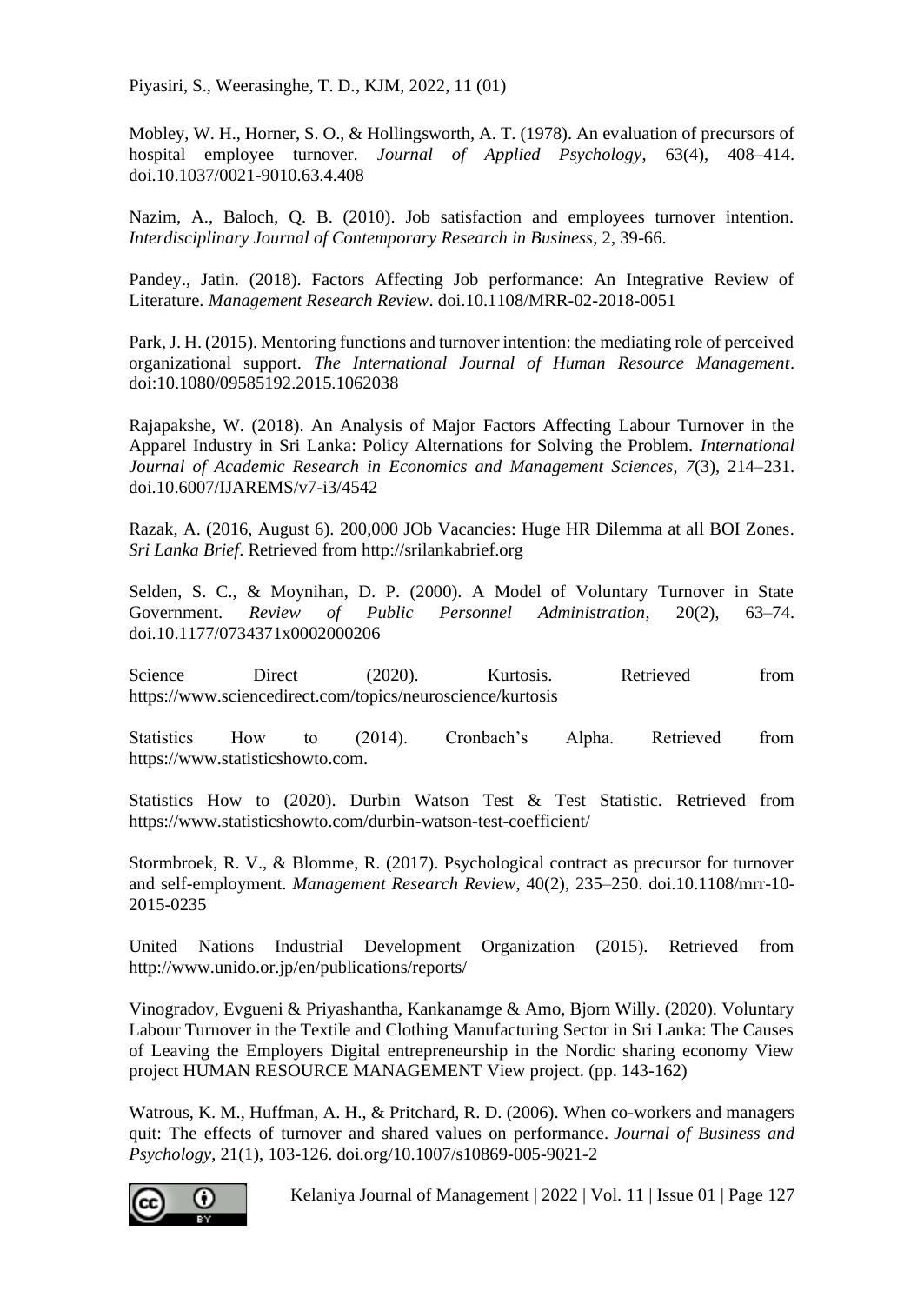Mobley, W. H., Horner, S. O., & Hollingsworth, A. T. (1978). An evaluation of precursors of hospital employee turnover. *Journal of Applied Psychology*, 63(4), 408–414. doi.10.1037/0021-9010.63.4.408

Nazim, A., Baloch, Q. B. (2010). Job satisfaction and employees turnover intention. *Interdisciplinary Journal of Contemporary Research in Business*, 2, 39-66.

Pandey., Jatin. (2018). Factors Affecting Job performance: An Integrative Review of Literature. *Management Research Review*. doi.10.1108/MRR-02-2018-0051

Park, J. H. (2015). Mentoring functions and turnover intention: the mediating role of perceived organizational support. *The International Journal of Human Resource Management*. doi:10.1080/09585192.2015.1062038

Rajapakshe, W. (2018). An Analysis of Major Factors Affecting Labour Turnover in the Apparel Industry in Sri Lanka: Policy Alternations for Solving the Problem. *International Journal of Academic Research in Economics and Management Sciences*, *7*(3), 214–231. doi.10.6007/IJAREMS/v7-i3/4542

Razak, A. (2016, August 6). 200,000 JOb Vacancies: Huge HR Dilemma at all BOI Zones. *Sri Lanka Brief*. Retrieved from http://srilankabrief.org

Selden, S. C., & Moynihan, D. P. (2000). A Model of Voluntary Turnover in State Government. *Review of Public Personnel Administration*, 20(2), 63–74. doi.10.1177/0734371x0002000206

Science Direct (2020). Kurtosis. Retrieved from https://www.sciencedirect.com/topics/neuroscience/kurtosis

Statistics How to (2014). Cronbach's Alpha. Retrieved from https://www.statisticshowto.com.

Statistics How to (2020). Durbin Watson Test & Test Statistic. Retrieved from https://www.statisticshowto.com/durbin-watson-test-coefficient/

Stormbroek, R. V., & Blomme, R. (2017). Psychological contract as precursor for turnover and self-employment. *Management Research Review*, 40(2), 235–250. doi.10.1108/mrr-10-2015-0235

United Nations Industrial Development Organization (2015). Retrieved from http://www.unido.or.jp/en/publications/reports/

Vinogradov, Evgueni & Priyashantha, Kankanamge & Amo, Bjorn Willy. (2020). Voluntary Labour Turnover in the Textile and Clothing Manufacturing Sector in Sri Lanka: The Causes of Leaving the Employers Digital entrepreneurship in the Nordic sharing economy View project HUMAN RESOURCE MANAGEMENT View project. (pp. 143-162)

Watrous, K. M., Huffman, A. H., & Pritchard, R. D. (2006). When co-workers and managers quit: The effects of turnover and shared values on performance. *Journal of Business and Psychology*, 21(1), 103-126. doi.org/10.1007/s10869-005-9021-2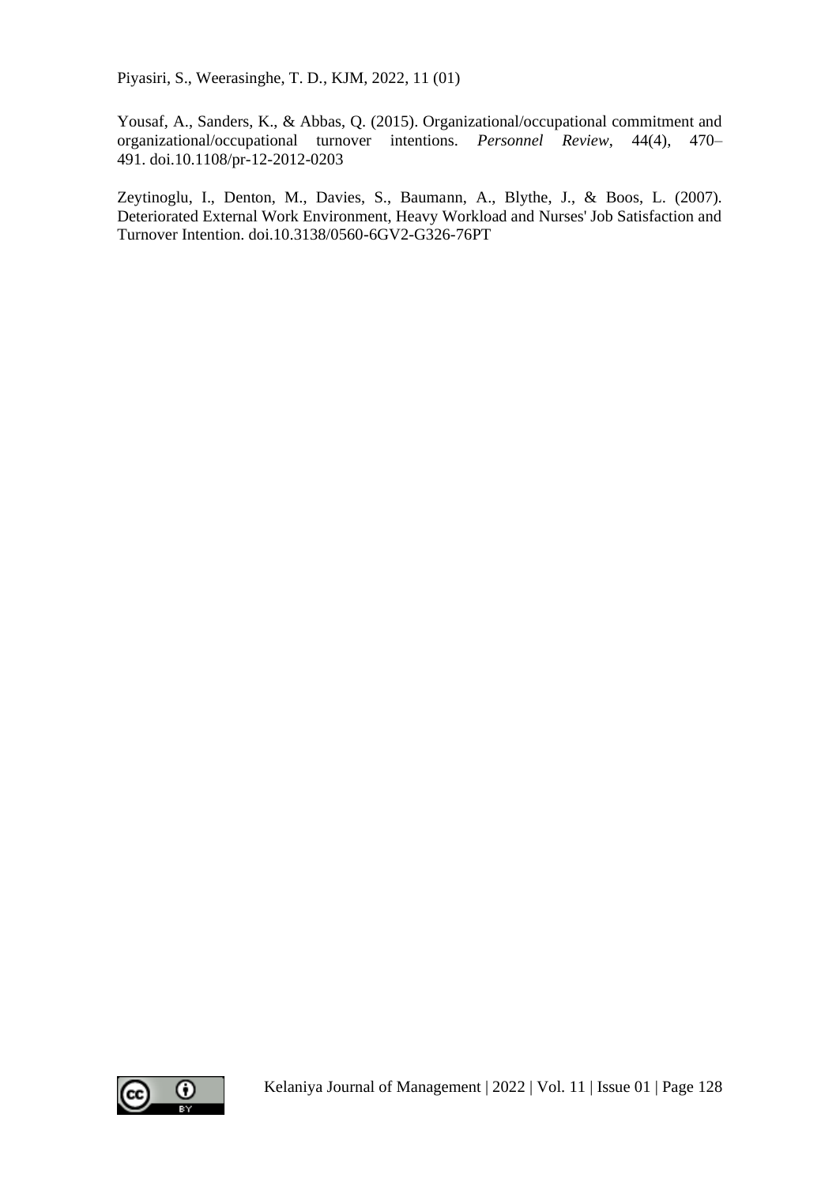Yousaf, A., Sanders, K., & Abbas, Q. (2015). Organizational/occupational commitment and organizational/occupational turnover intentions. *Personnel Review*, 44(4), 470–491. doi.10.1108/pr-12-2012-0203

Zeytinoglu, I., Denton, M., Davies, S., Baumann, A., Blythe, J., & Boos, L. (2007). Deteriorated External Work Environment, Heavy Workload and Nurses' Job Satisfaction and Turnover Intention. doi.10.3138/0560-6GV2-G326-76PT